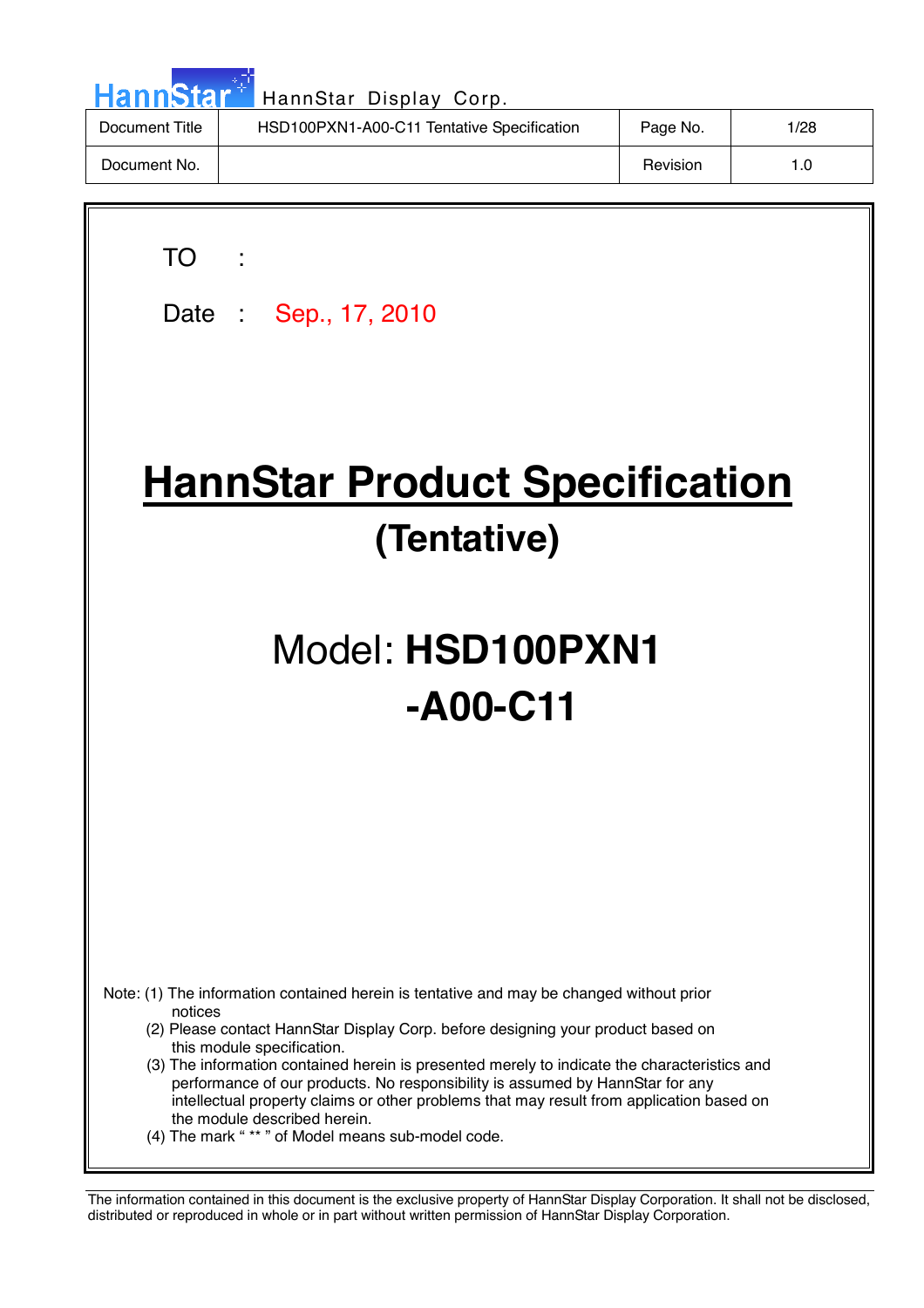| Document Title | HSD100PXN1-A00-C11 Tentative Specification | Page No. | 1/28 |
| --- | --- | --- | --- |
| Document No. | | Revision | 1.0 |

TO :

Date : Sep., 17, 2010

# HannStar Product Specification

## (Tentative)

## Model: **HSD100PXN1 -A00-C11**

Note: (1) The information contained herein is tentative and may be changed without prior notices

(2) Please contact HannStar Display Corp. before designing your product based on this module specification.

(3) The information contained herein is presented merely to indicate the characteristics and performance of our products. No responsibility is assumed by HannStar for any intellectual property claims or other problems that may result from application based on the module described herein.

(4) The mark " ** " of Model means sub-model code.

The information contained in this document is the exclusive property of HannStar Display Corporation. It shall not be disclosed, distributed or reproduced in whole or in part without written permission of HannStar Display Corporation.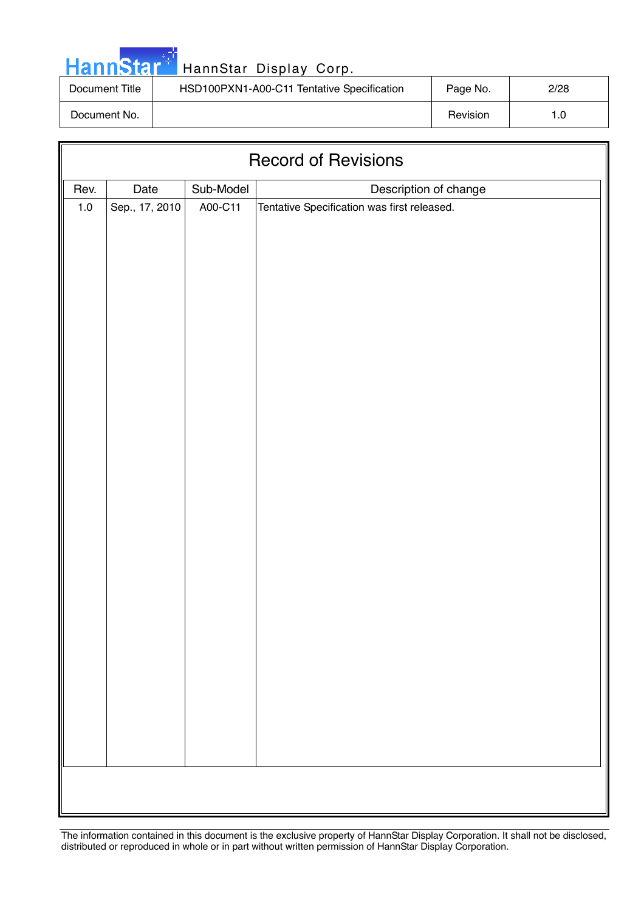# Record of Revisions

| Rev. | Date | Sub-Model | Description of change |
|---|---|---|---|
| 1.0 | Sep., 17, 2010 | A00-C11 | Tentative Specification was first released. |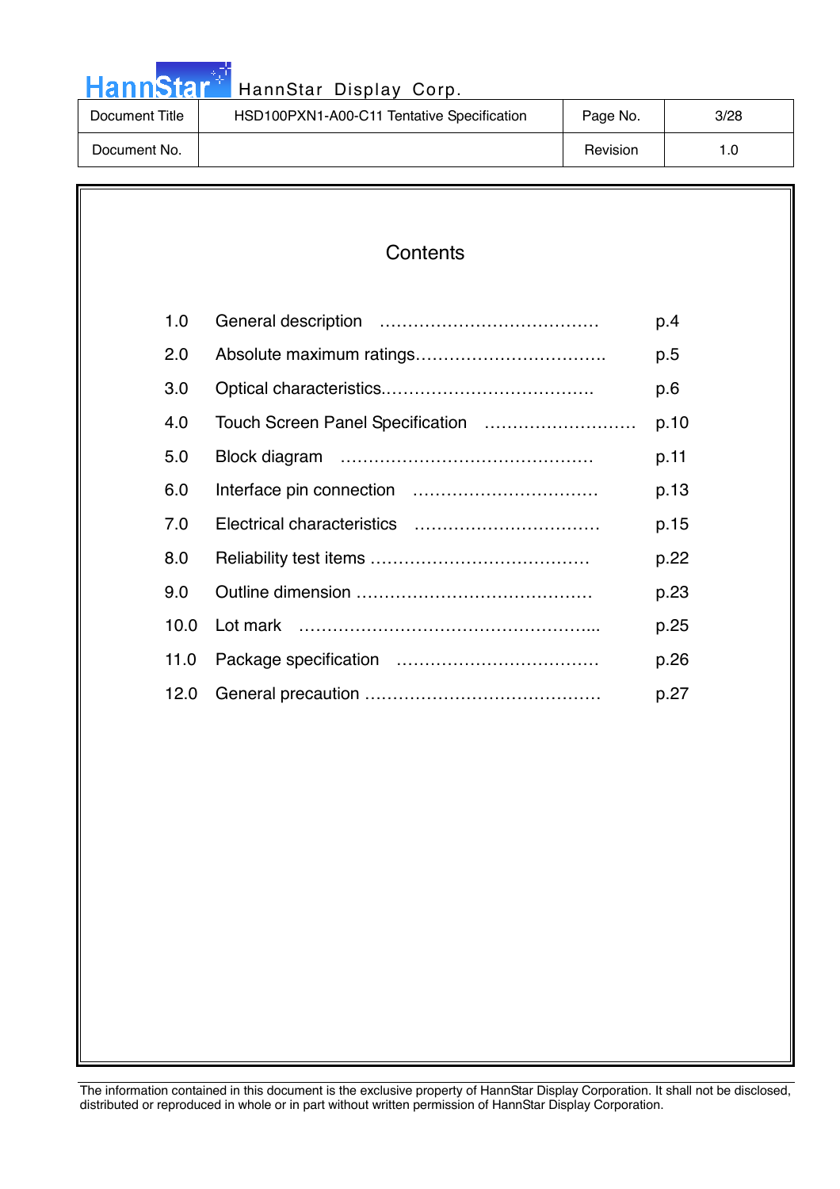# Contents

| | | |
|---|---|---|
| 1.0 | General description | p.4 |
| 2.0 | Absolute maximum ratings | p.5 |
| 3.0 | Optical characteristics | p.6 |
| 4.0 | Touch Screen Panel Specification | p.10 |
| 5.0 | Block diagram | p.11 |
| 6.0 | Interface pin connection | p.13 |
| 7.0 | Electrical characteristics | p.15 |
| 8.0 | Reliability test items | p.22 |
| 9.0 | Outline dimension | p.23 |
| 10.0 | Lot mark | p.25 |
| 11.0 | Package specification | p.26 |
| 12.0 | General precaution | p.27 |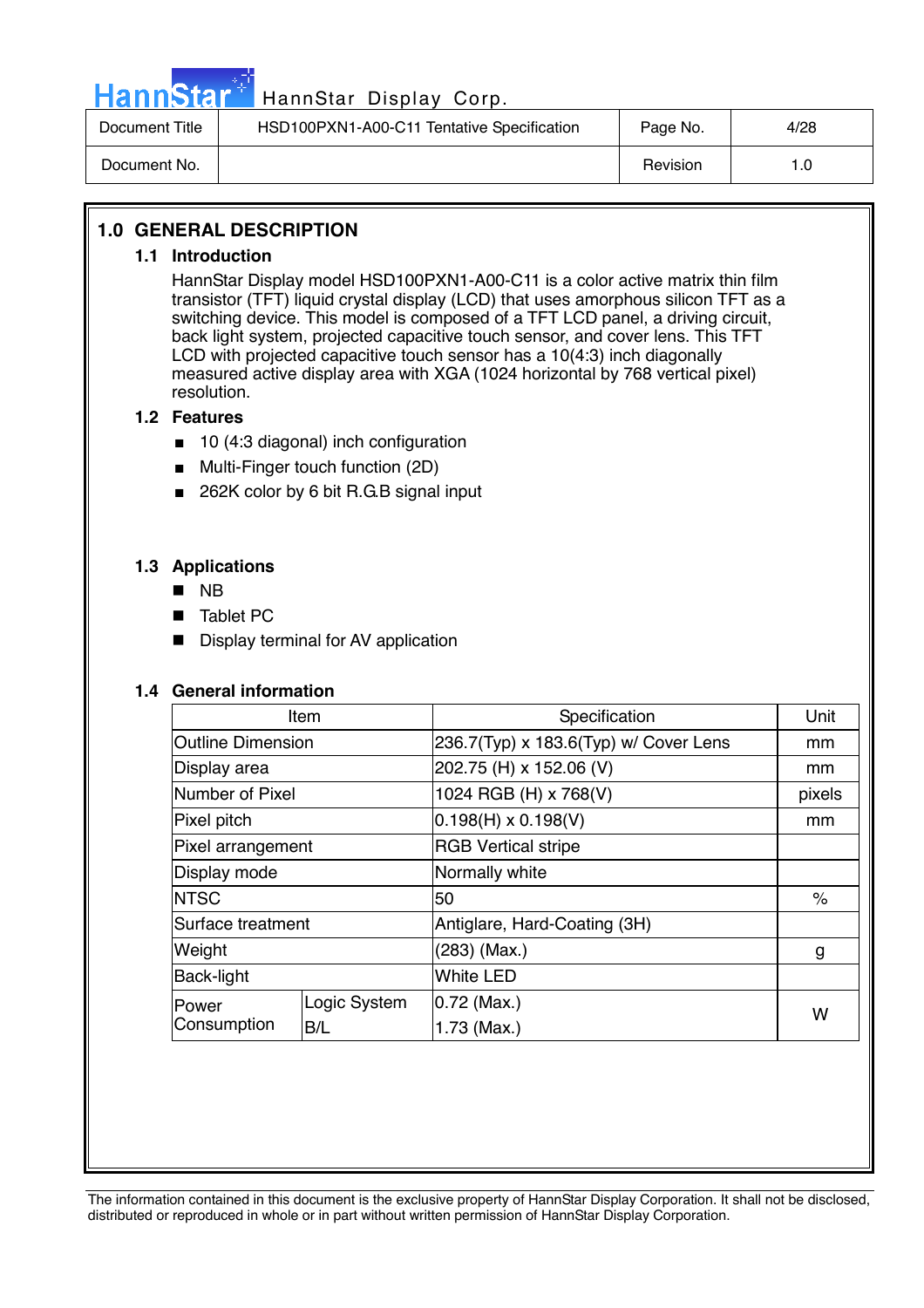# 1.0 GENERAL DESCRIPTION

## 1.1 Introduction

HannStar Display model HSD100PXN1-A00-C11 is a color active matrix thin film transistor (TFT) liquid crystal display (LCD) that uses amorphous silicon TFT as a switching device. This model is composed of a TFT LCD panel, a driving circuit, back light system, projected capacitive touch sensor, and cover lens. This TFT LCD with projected capacitive touch sensor has a 10(4:3) inch diagonally measured active display area with XGA (1024 horizontal by 768 vertical pixel) resolution.

## 1.2 Features

- 10 (4:3 diagonal) inch configuration
- Multi-Finger touch function (2D)
- 262K color by 6 bit R.G.B signal input

## 1.3 Applications

- NB
- Tablet PC
- Display terminal for AV application

## 1.4 General information

| Item | | Specification | Unit |
|---|---|---|---|
| Outline Dimension | | 236.7(Typ) x 183.6(Typ) w/ Cover Lens | mm |
| Display area | | 202.75 (H) x 152.06 (V) | mm |
| Number of Pixel | | 1024 RGB (H) x 768(V) | pixels |
| Pixel pitch | | 0.198(H) x 0.198(V) | mm |
| Pixel arrangement | | RGB Vertical stripe | |
| Display mode | | Normally white | |
| NTSC | | 50 | % |
| Surface treatment | | Antiglare, Hard-Coating (3H) | |
| Weight | | (283) (Max.) | g |
| Back-light | | White LED | |
| Power Consumption | Logic System | 0.72 (Max.) | W |
| | B/L | 1.73 (Max.) | W |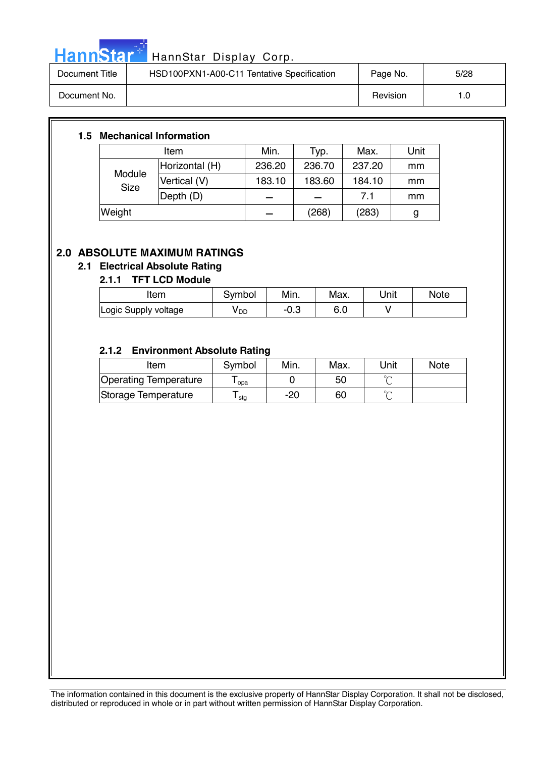### 1.5 Mechanical Information

| Item | | Min. | Typ. | Max. | Unit |
|---|---|---|---|---|---|
| Module Size | Horizontal (H) | 236.20 | 236.70 | 237.20 | mm |
| | Vertical (V) | 183.10 | 183.60 | 184.10 | mm |
| | Depth (D) | – | – | 7.1 | mm |
| Weight | | – | (268) | (283) | g |

## 2.0 ABSOLUTE MAXIMUM RATINGS

### 2.1 Electrical Absolute Rating

#### 2.1.1 TFT LCD Module

| Item | Symbol | Min. | Max. | Unit | Note |
|---|---|---|---|---|---|
| Logic Supply voltage | $V_{DD}$ | -0.3 | 6.0 | V | |

#### 2.1.2 Environment Absolute Rating

| Item | Symbol | Min. | Max. | Unit | Note |
|---|---|---|---|---|---|
| Operating Temperature | $T_{opa}$ | 0 | 50 | ℃ | |
| Storage Temperature | $T_{stg}$ | -20 | 60 | ℃ | |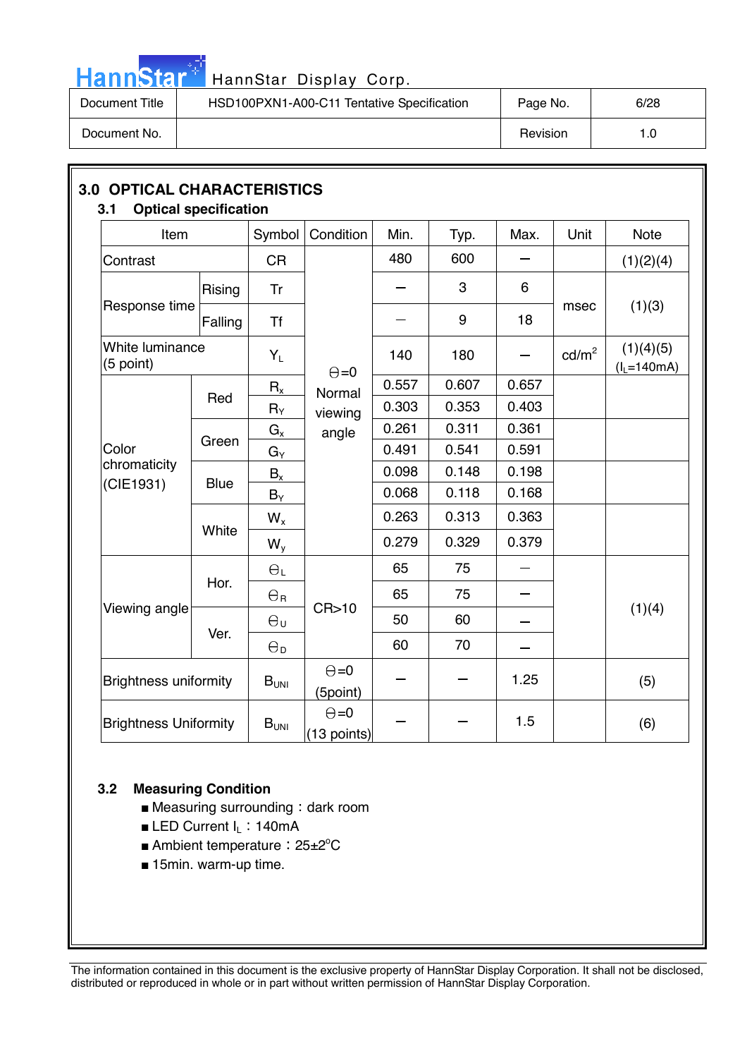## 3.0 OPTICAL CHARACTERISTICS

### 3.1 Optical specification

| Item | | Symbol | Condition | Min. | Typ. | Max. | Unit | Note |
|---|---|---|---|---|---|---|---|---|
| Contrast | | CR | Θ=0 Normal viewing angle | 480 | 600 | – | | (1)(2)(4) |
| Response time | Rising | Tr | | – | 3 | 6 | msec | (1)(3) |
| | Falling | Tf | | – | 9 | 18 | | |
| White luminance (5 point) | | $Y_L$ | | 140 | 180 | – | cd/m$^2$ | (1)(4)(5) ($I_L$=140mA) |
| Color chromaticity (CIE1931) | Red | $R_x$ | | 0.557 | 0.607 | 0.657 | | |
| | | $R_Y$ | | 0.303 | 0.353 | 0.403 | | |
| | Green | $G_x$ | | 0.261 | 0.311 | 0.361 | | |
| | | $G_Y$ | | 0.491 | 0.541 | 0.591 | | |
| | Blue | $B_x$ | | 0.098 | 0.148 | 0.198 | | |
| | | $B_Y$ | | 0.068 | 0.118 | 0.168 | | |
| | White | $W_x$ | | 0.263 | 0.313 | 0.363 | | |
| | | $W_y$ | | 0.279 | 0.329 | 0.379 | | |
| Viewing angle | Hor. | $\Theta_L$ | CR>10 | 65 | 75 | – | | (1)(4) |
| | | $\Theta_R$ | | 65 | 75 | – | | |
| | Ver. | $\Theta_U$ | | 50 | 60 | – | | |
| | | $\Theta_D$ | | 60 | 70 | – | | |
| Brightness uniformity | | $B_{UNI}$ | Θ=0 (5point) | – | – | 1.25 | | (5) |
| Brightness Uniformity | | $B_{UNI}$ | Θ=0 (13 points) | – | – | 1.5 | | (6) |

### 3.2 Measuring Condition

- Measuring surrounding：dark room
- LED Current $I_L$：140mA
- Ambient temperature：25±2°C
- 15min. warm-up time.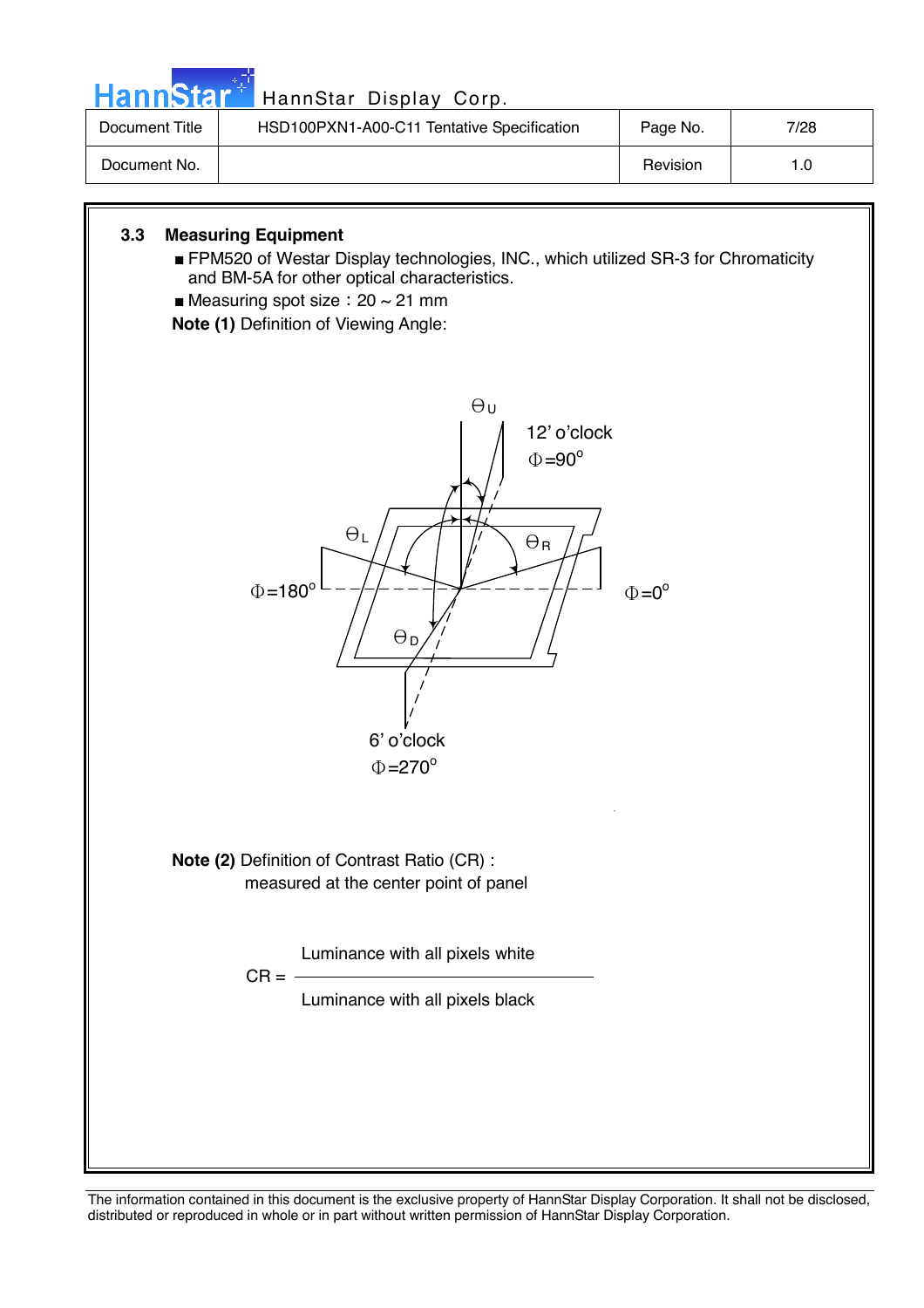### 3.3 Measuring Equipment

- FPM520 of Westar Display technologies, INC., which utilized SR-3 for Chromaticity and BM-5A for other optical characteristics.
- Measuring spot size：20 ~ 21 mm

**Note (1)** Definition of Viewing Angle:

$\Theta_U$

12' o'clock
$\Phi=90^o$

$\Theta_L$ $\Theta_R$

$\Phi=180^o$ $\Phi=0^o$

$\Theta_D$

6' o'clock
$\Phi=270^o$

**Note (2)** Definition of Contrast Ratio (CR) :
measured at the center point of panel

$$CR = \frac{\text{Luminance with all pixels white}}{\text{Luminance with all pixels black}}$$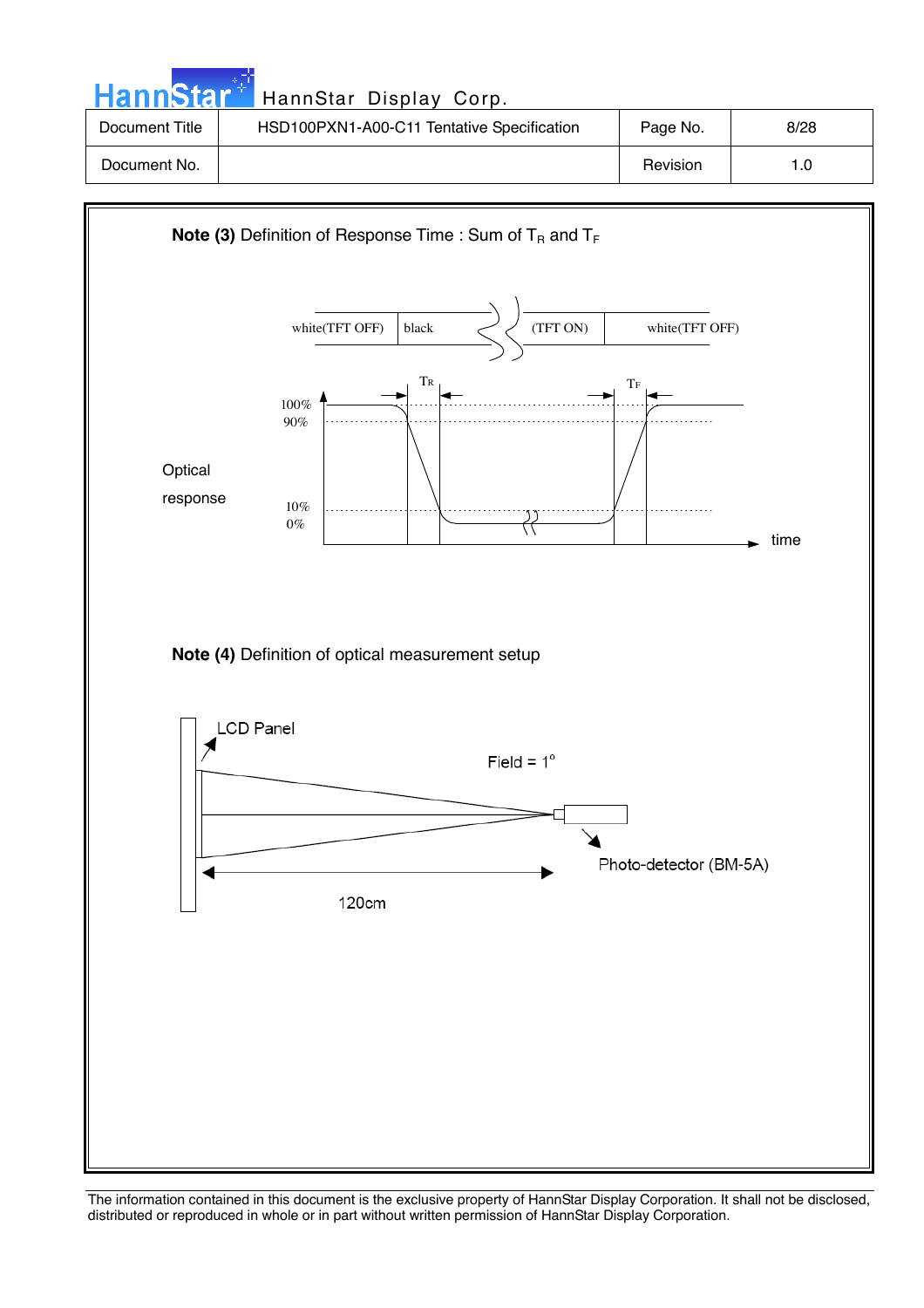**Note (3)** Definition of Response Time : Sum of $T_R$ and $T_F$

| white(TFT OFF) | black | (TFT ON) | white(TFT OFF) |
|---|---|---|---|

Optical response

100%
90%
10%
0%

$T_R$ $T_F$

time

**Note (4)** Definition of optical measurement setup

LCD Panel

Field = 1°

Photo-detector (BM-5A)

120cm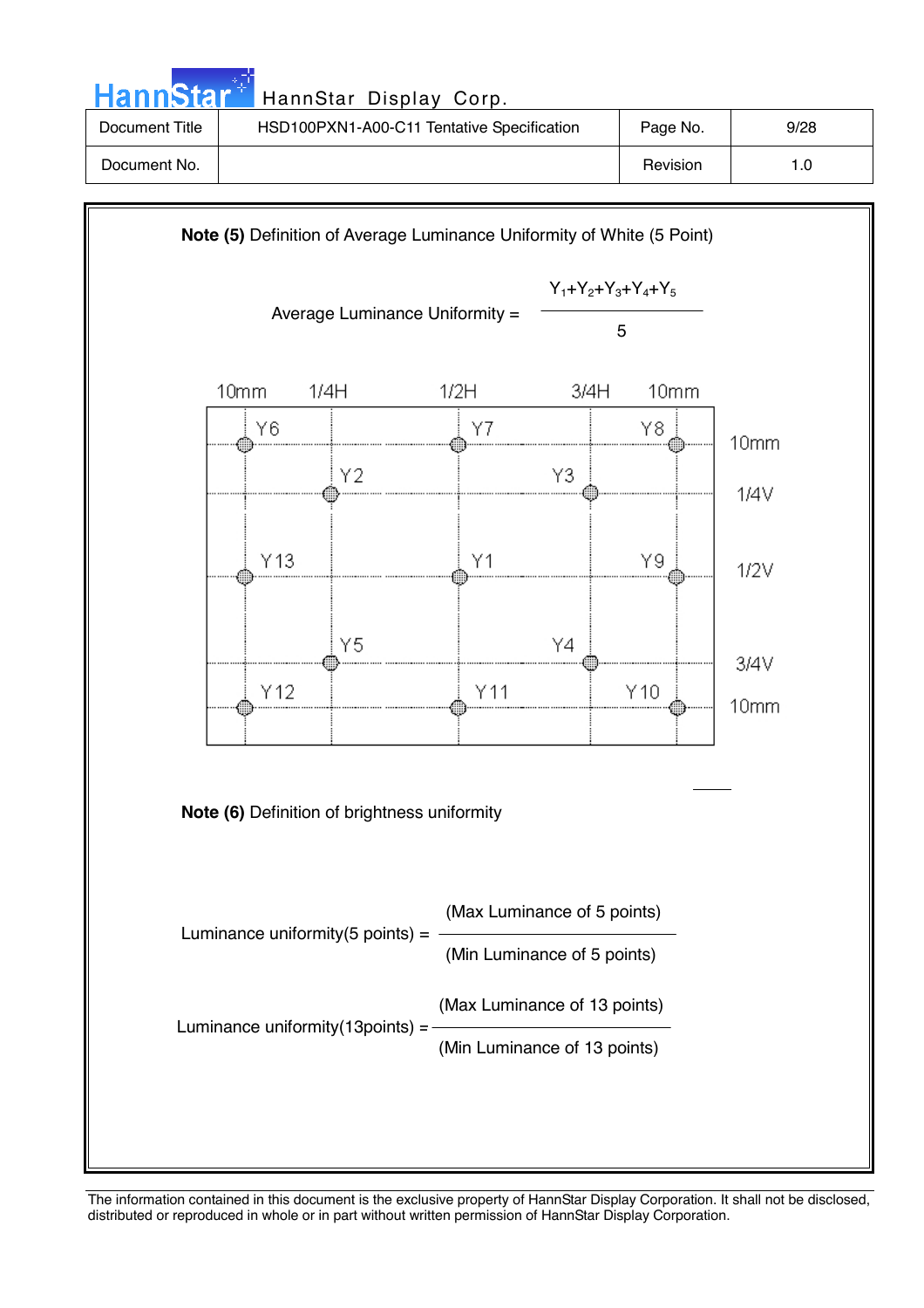**Note (5)** Definition of Average Luminance Uniformity of White (5 Point)

$$\text{Average Luminance Uniformity} = \frac{Y_1+Y_2+Y_3+Y_4+Y_5}{5}$$

| 10mm | 1/4H | 1/2H | 3/4H | 10mm | |
|---|---|---|---|---|---|
| Y6 | | Y7 | | Y8 | 10mm |
| | Y2 | | Y3 | | 1/4V |
| Y13 | | Y1 | | Y9 | 1/2V |
| | Y5 | | Y4 | | 3/4V |
| Y12 | | Y11 | | Y10 | 10mm |

**Note (6)** Definition of brightness uniformity

$$\text{Luminance uniformity(5 points)} = \frac{\text{(Max Luminance of 5 points)}}{\text{(Min Luminance of 5 points)}}$$

$$\text{Luminance uniformity(13points)} = \frac{\text{(Max Luminance of 13 points)}}{\text{(Min Luminance of 13 points)}}$$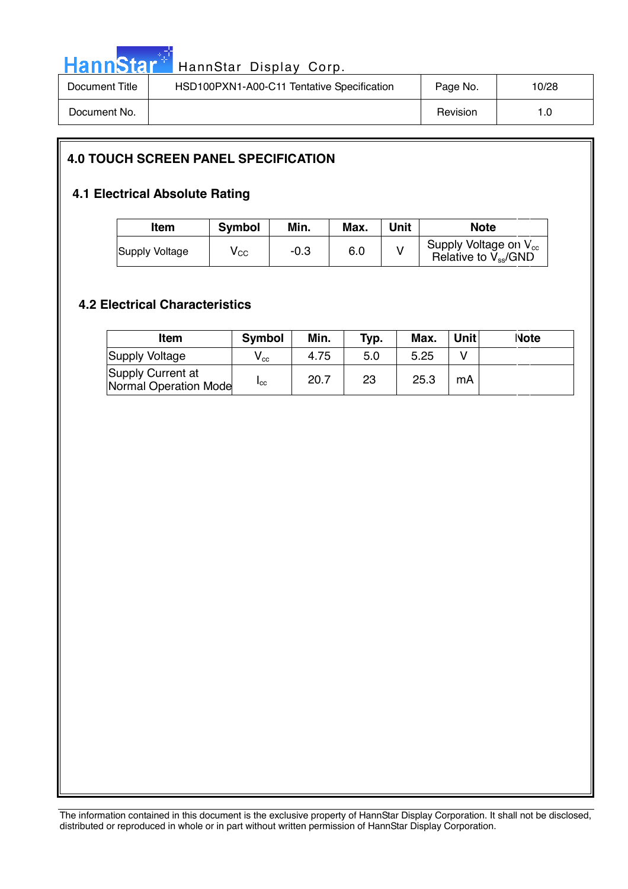## 4.0 TOUCH SCREEN PANEL SPECIFICATION

### 4.1 Electrical Absolute Rating

| Item | Symbol | Min. | Max. | Unit | Note |
|---|---|---|---|---|---|
| Supply Voltage | $V_{CC}$ | -0.3 | 6.0 | V | Supply Voltage on $V_{cc}$ Relative to $V_{ss}$/GND |

### 4.2 Electrical Characteristics

| Item | Symbol | Min. | Typ. | Max. | Unit | Note |
|---|---|---|---|---|---|---|
| Supply Voltage | $V_{cc}$ | 4.75 | 5.0 | 5.25 | V | |
| Supply Current at Normal Operation Mode | $I_{cc}$ | 20.7 | 23 | 25.3 | mA | |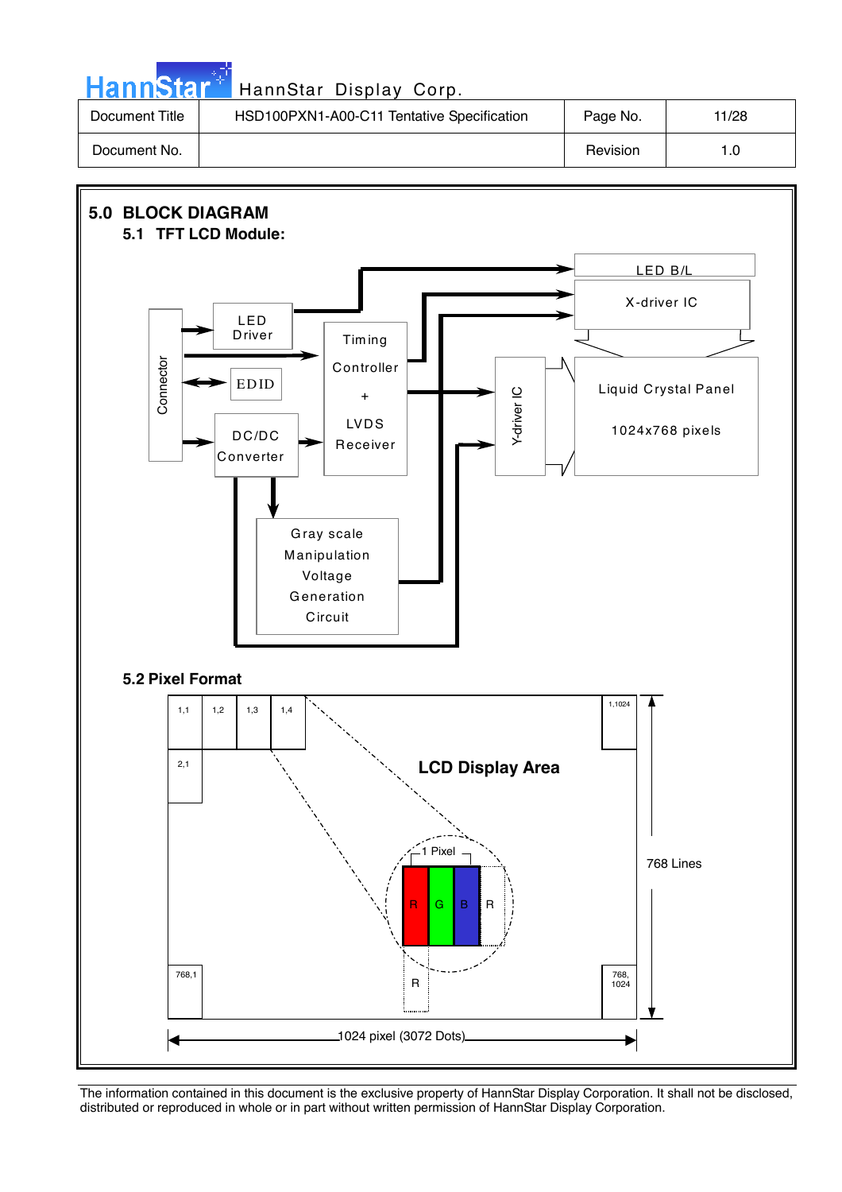## 5.0 BLOCK DIAGRAM

### 5.1 TFT LCD Module:

Connector

LED Driver

EDID

DC/DC Converter

Timing Controller + LVDS Receiver

LED B/L

X-driver IC

Y-driver IC

Liquid Crystal Panel

1024x768 pixels

Gray scale Manipulation Voltage Generation Circuit

### 5.2 Pixel Format

| 1,1 | 1,2 | 1,3 | 1,4 | 1,1024 |
|---|---|---|---|---|
| 2,1 | | | | |
| 768,1 | | | | 768, 1024 |

LCD Display Area

1 Pixel

R G B R

R

768 Lines

1024 pixel (3072 Dots)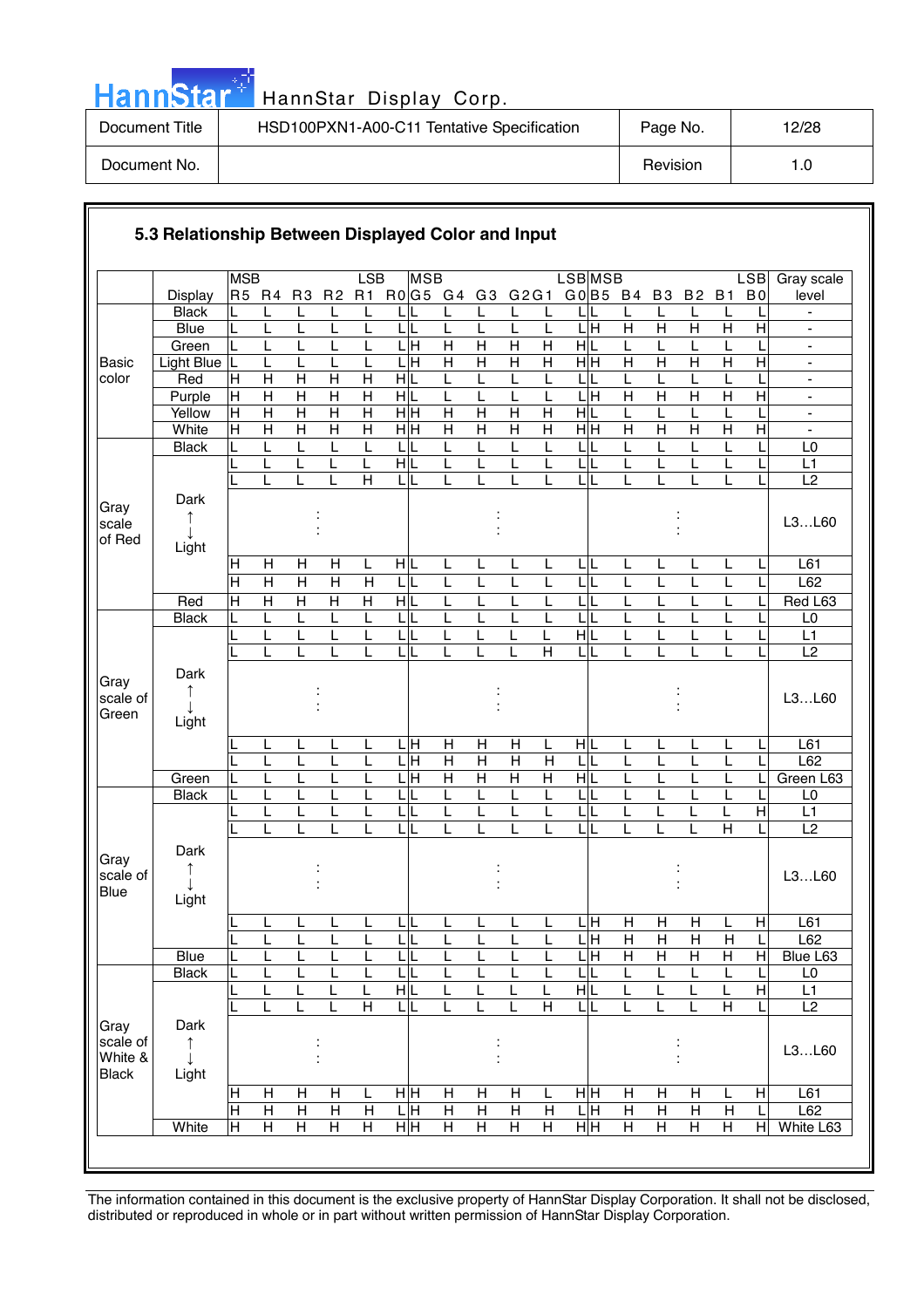### 5.3 Relationship Between Displayed Color and Input

| | Display | R5 (MSB) | R4 | R3 | R2 | R1 | R0 (LSB) | G5 (MSB) | G4 | G3 | G2 | G1 | G0 (LSB) | B5 (MSB) | B4 | B3 | B2 | B1 | B0 (LSB) | Gray scale level |
|---|---|---|---|---|---|---|---|---|---|---|---|---|---|---|---|---|---|---|---|---|
| Basic color | Black | L | L | L | L | L | L | L | L | L | L | L | L | L | L | L | L | L | L | - |
| | Blue | L | L | L | L | L | L | L | L | L | L | L | L | H | H | H | H | H | H | - |
| | Green | L | L | L | L | L | L | H | H | H | H | H | H | L | L | L | L | L | L | - |
| | Light Blue | L | L | L | L | L | L | H | H | H | H | H | H | H | H | H | H | H | H | - |
| | Red | H | H | H | H | H | H | L | L | L | L | L | L | L | L | L | L | L | L | - |
| | Purple | H | H | H | H | H | H | L | L | L | L | L | L | H | H | H | H | H | H | - |
| | Yellow | H | H | H | H | H | H | H | H | H | H | H | H | L | L | L | L | L | L | - |
| | White | H | H | H | H | H | H | H | H | H | H | H | H | H | H | H | H | H | H | - |
| Gray scale of Red | Black | L | L | L | L | L | L | L | L | L | L | L | L | L | L | L | L | L | L | L0 |
| | | L | L | L | L | L | H | L | L | L | L | L | L | L | L | L | L | L | L | L1 |
| | | L | L | L | L | H | L | L | L | L | L | L | L | L | L | L | L | L | L | L2 |
| | Dark ↑ ↓ Light | | | : | | | | | | : | | | | | | : | | | | L3…L60 |
| | | H | H | H | H | L | H | L | L | L | L | L | L | L | L | L | L | L | L | L61 |
| | | H | H | H | H | H | L | L | L | L | L | L | L | L | L | L | L | L | L | L62 |
| | Red | H | H | H | H | H | H | L | L | L | L | L | L | L | L | L | L | L | L | Red L63 |
| Gray scale of Green | Black | L | L | L | L | L | L | L | L | L | L | L | L | L | L | L | L | L | L | L0 |
| | | L | L | L | L | L | L | L | L | L | L | L | H | L | L | L | L | L | L | L1 |
| | | L | L | L | L | L | L | L | L | L | L | H | L | L | L | L | L | L | L | L2 |
| | Dark ↑ ↓ Light | | | : | | | | | | : | | | | | | : | | | | L3…L60 |
| | | L | L | L | L | L | L | H | H | H | H | L | H | L | L | L | L | L | L | L61 |
| | | L | L | L | L | L | L | H | H | H | H | H | L | L | L | L | L | L | L | L62 |
| | Green | L | L | L | L | L | L | H | H | H | H | H | H | L | L | L | L | L | L | Green L63 |
| Gray scale of Blue | Black | L | L | L | L | L | L | L | L | L | L | L | L | L | L | L | L | L | L | L0 |
| | | L | L | L | L | L | L | L | L | L | L | L | L | L | L | L | L | L | H | L1 |
| | | L | L | L | L | L | L | L | L | L | L | L | L | L | L | L | L | H | L | L2 |
| | Dark ↑ ↓ Light | | | : | | | | | | : | | | | | | : | | | | L3…L60 |
| | | L | L | L | L | L | L | L | L | L | L | L | L | H | H | H | H | L | H | L61 |
| | | L | L | L | L | L | L | L | L | L | L | L | L | H | H | H | H | H | L | L62 |
| | Blue | L | L | L | L | L | L | L | L | L | L | L | L | H | H | H | H | H | H | Blue L63 |
| Gray scale of White & Black | Black | L | L | L | L | L | L | L | L | L | L | L | L | L | L | L | L | L | L | L0 |
| | | L | L | L | L | L | H | L | L | L | L | L | H | L | L | L | L | L | H | L1 |
| | | L | L | L | L | H | L | L | L | L | L | H | L | L | L | L | L | H | L | L2 |
| | Dark ↑ ↓ Light | | | : | | | | | | : | | | | | | : | | | | L3…L60 |
| | | H | H | H | H | L | H | H | H | H | H | L | H | H | H | H | H | L | H | L61 |
| | | H | H | H | H | H | L | H | H | H | H | H | L | H | H | H | H | H | L | L62 |
| | White | H | H | H | H | H | H | H | H | H | H | H | H | H | H | H | H | H | H | White L63 |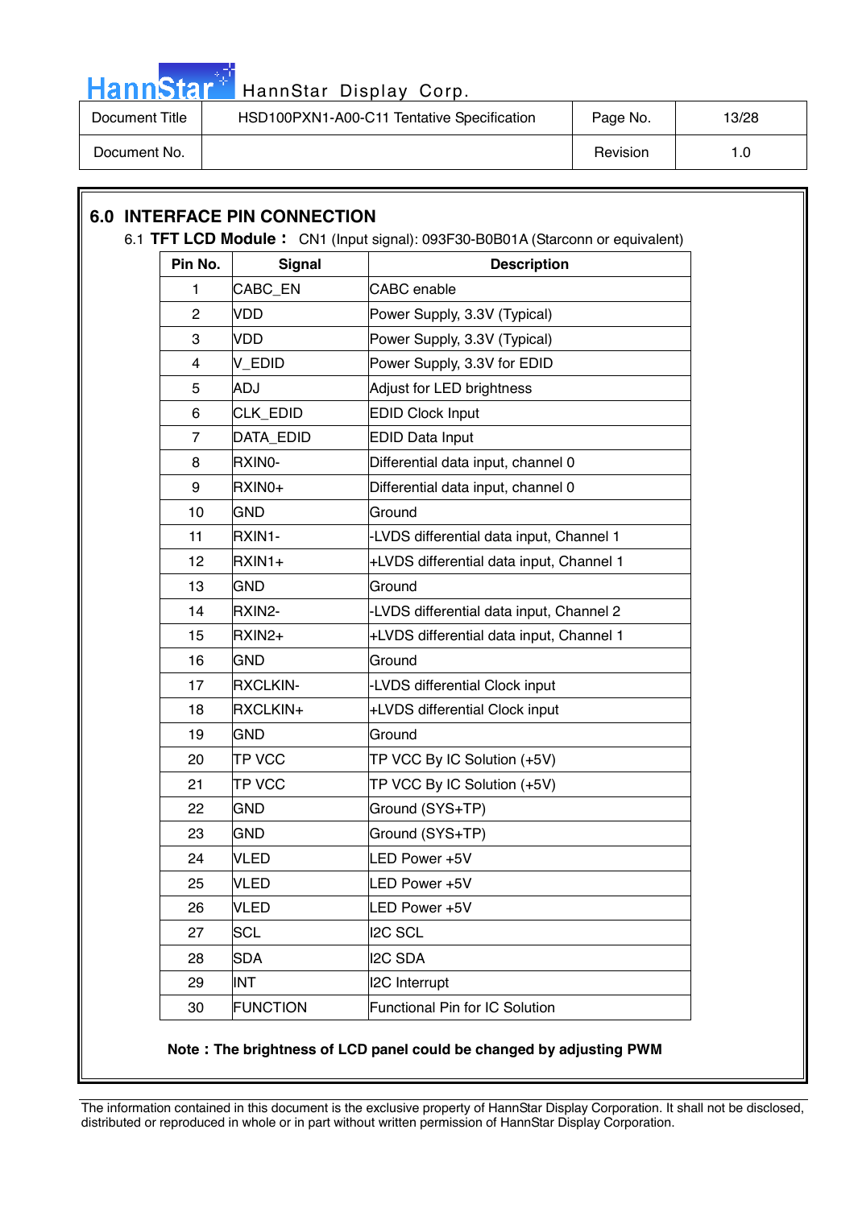## 6.0 INTERFACE PIN CONNECTION

6.1 **TFT LCD Module：** CN1 (Input signal): 093F30-B0B01A (Starconn or equivalent)

| Pin No. | Signal | Description |
|---|---|---|
| 1 | CABC_EN | CABC enable |
| 2 | VDD | Power Supply, 3.3V (Typical) |
| 3 | VDD | Power Supply, 3.3V (Typical) |
| 4 | V_EDID | Power Supply, 3.3V for EDID |
| 5 | ADJ | Adjust for LED brightness |
| 6 | CLK_EDID | EDID Clock Input |
| 7 | DATA_EDID | EDID Data Input |
| 8 | RXIN0- | Differential data input, channel 0 |
| 9 | RXIN0+ | Differential data input, channel 0 |
| 10 | GND | Ground |
| 11 | RXIN1- | -LVDS differential data input, Channel 1 |
| 12 | RXIN1+ | +LVDS differential data input, Channel 1 |
| 13 | GND | Ground |
| 14 | RXIN2- | -LVDS differential data input, Channel 2 |
| 15 | RXIN2+ | +LVDS differential data input, Channel 1 |
| 16 | GND | Ground |
| 17 | RXCLKIN- | -LVDS differential Clock input |
| 18 | RXCLKIN+ | +LVDS differential Clock input |
| 19 | GND | Ground |
| 20 | TP VCC | TP VCC By IC Solution (+5V) |
| 21 | TP VCC | TP VCC By IC Solution (+5V) |
| 22 | GND | Ground (SYS+TP) |
| 23 | GND | Ground (SYS+TP) |
| 24 | VLED | LED Power +5V |
| 25 | VLED | LED Power +5V |
| 26 | VLED | LED Power +5V |
| 27 | SCL | I2C SCL |
| 28 | SDA | I2C SDA |
| 29 | INT | I2C Interrupt |
| 30 | FUNCTION | Functional Pin for IC Solution |

**Note：The brightness of LCD panel could be changed by adjusting PWM**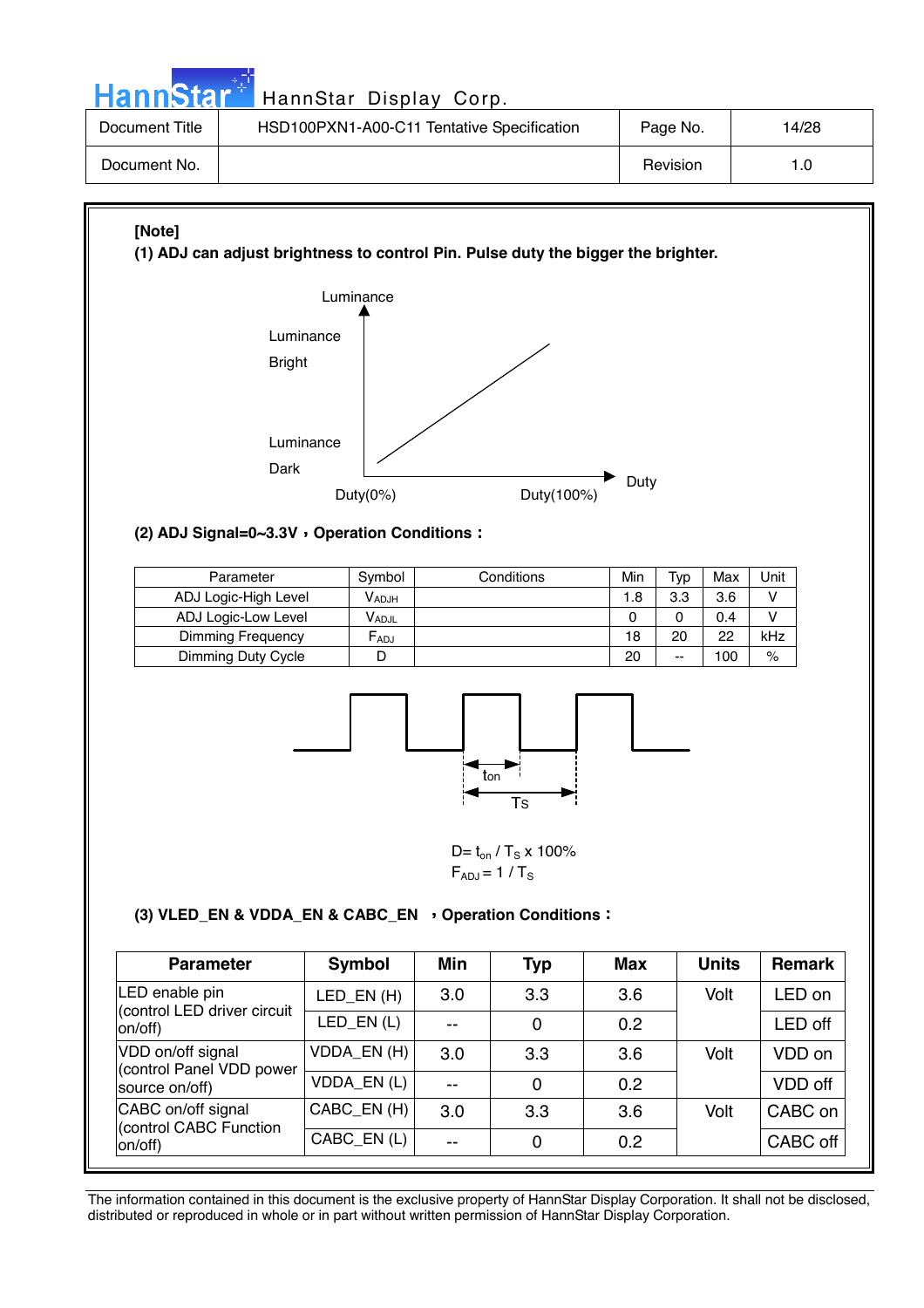**[Note]**

**(1) ADJ can adjust brightness to control Pin. Pulse duty the bigger the brighter.**

Luminance

Luminance Bright

Luminance Dark

Duty(0%) Duty(100%) Duty

**(2) ADJ Signal=0~3.3V，Operation Conditions：**

| Parameter | Symbol | Conditions | Min | Typ | Max | Unit |
|---|---|---|---|---|---|---|
| ADJ Logic-High Level | $V_{ADJH}$ | | 1.8 | 3.3 | 3.6 | V |
| ADJ Logic-Low Level | $V_{ADJL}$ | | 0 | 0 | 0.4 | V |
| Dimming Frequency | $F_{ADJ}$ | | 18 | 20 | 22 | kHz |
| Dimming Duty Cycle | D | | 20 | -- | 100 | % |

$t_{on}$

$T_S$

$D = t_{on} / T_S \times 100\%$

$F_{ADJ} = 1 / T_S$

**(3) VLED_EN & VDDA_EN & CABC_EN ，Operation Conditions：**

| Parameter | Symbol | Min | Typ | Max | Units | Remark |
|---|---|---|---|---|---|---|
| LED enable pin (control LED driver circuit on/off) | LED_EN (H) | 3.0 | 3.3 | 3.6 | Volt | LED on |
| | LED_EN (L) | -- | 0 | 0.2 | | LED off |
| VDD on/off signal (control Panel VDD power source on/off) | VDDA_EN (H) | 3.0 | 3.3 | 3.6 | Volt | VDD on |
| | VDDA_EN (L) | -- | 0 | 0.2 | | VDD off |
| CABC on/off signal (control CABC Function on/off) | CABC_EN (H) | 3.0 | 3.3 | 3.6 | Volt | CABC on |
| | CABC_EN (L) | -- | 0 | 0.2 | | CABC off |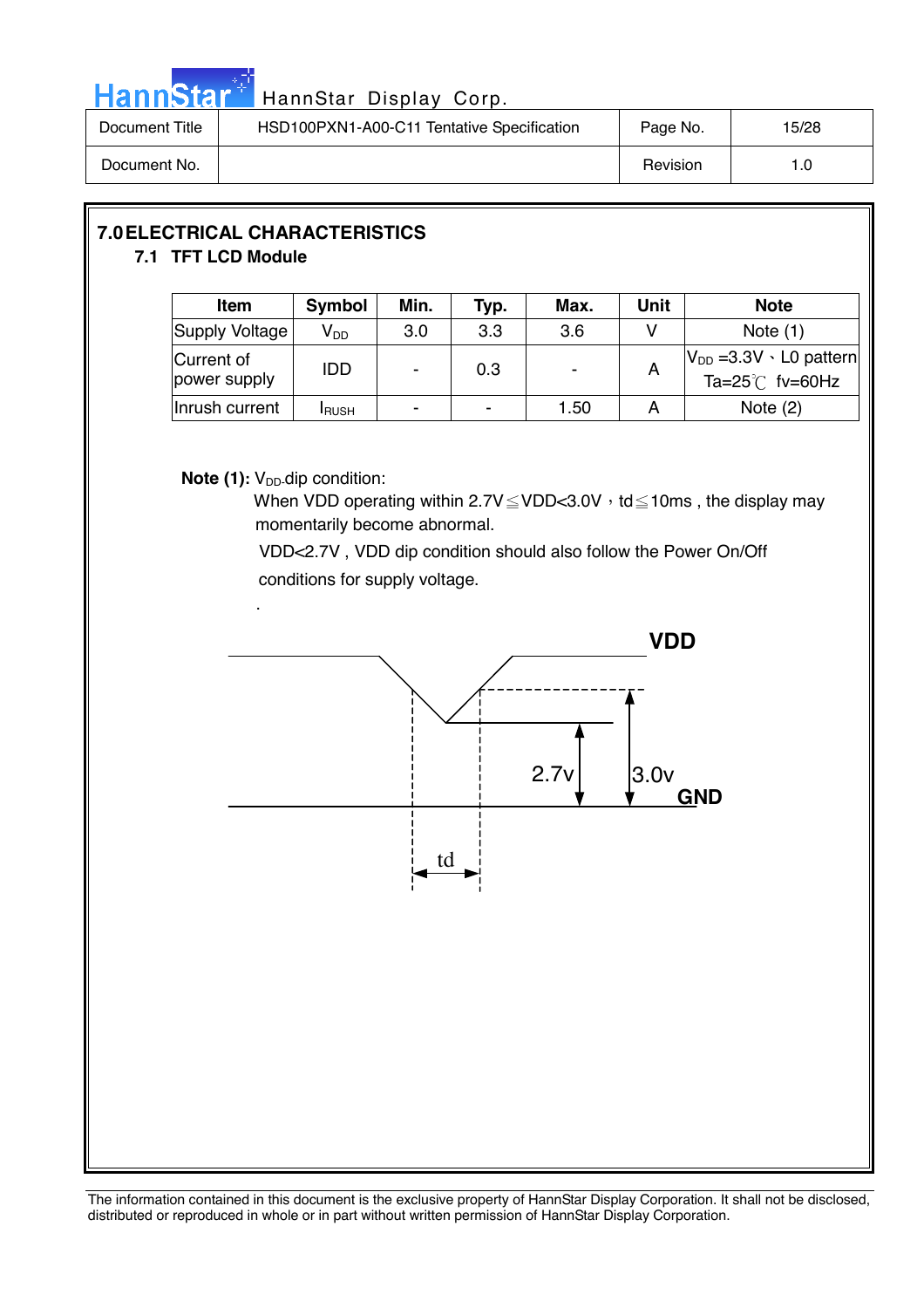## 7.0 ELECTRICAL CHARACTERISTICS

### 7.1 TFT LCD Module

| Item | Symbol | Min. | Typ. | Max. | Unit | Note |
|---|---|---|---|---|---|---|
| Supply Voltage | $V_{DD}$ | 3.0 | 3.3 | 3.6 | V | Note (1) |
| Current of power supply | IDD | - | 0.3 | - | A | $V_{DD}$ =3.3V、L0 pattern Ta=25℃ fv=60Hz |
| Inrush current | $I_{RUSH}$ | - | - | 1.50 | A | Note (2) |

**Note (1):** $V_{DD}$ dip condition:

When VDD operating within 2.7V≦VDD<3.0V，td≦10ms , the display may momentarily become abnormal.

VDD<2.7V , VDD dip condition should also follow the Power On/Off conditions for supply voltage.

.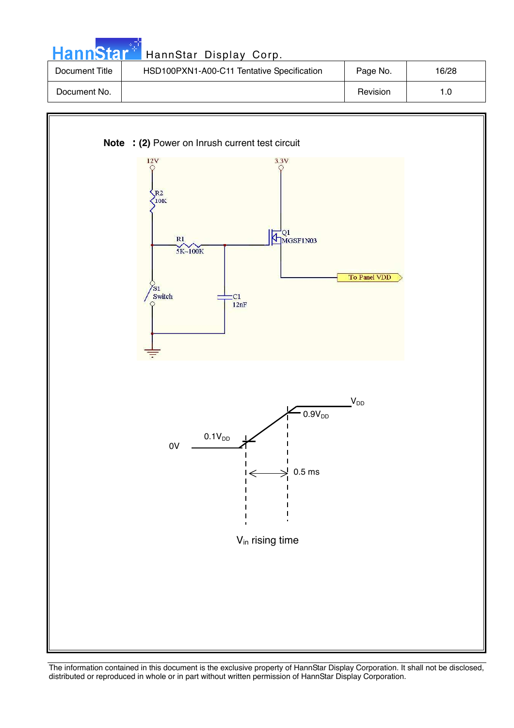**Note : (2)** Power on Inrush current test circuit

12V

R2
10K

R1
5K~100K

3.3V

Q1
MGSF1N03

To Panel VDD

S1
Switch

C1
12nF

$V_{DD}$

$0.9V_{DD}$

0V

$0.1V_{DD}$

0.5 ms

$V_{in}$ rising time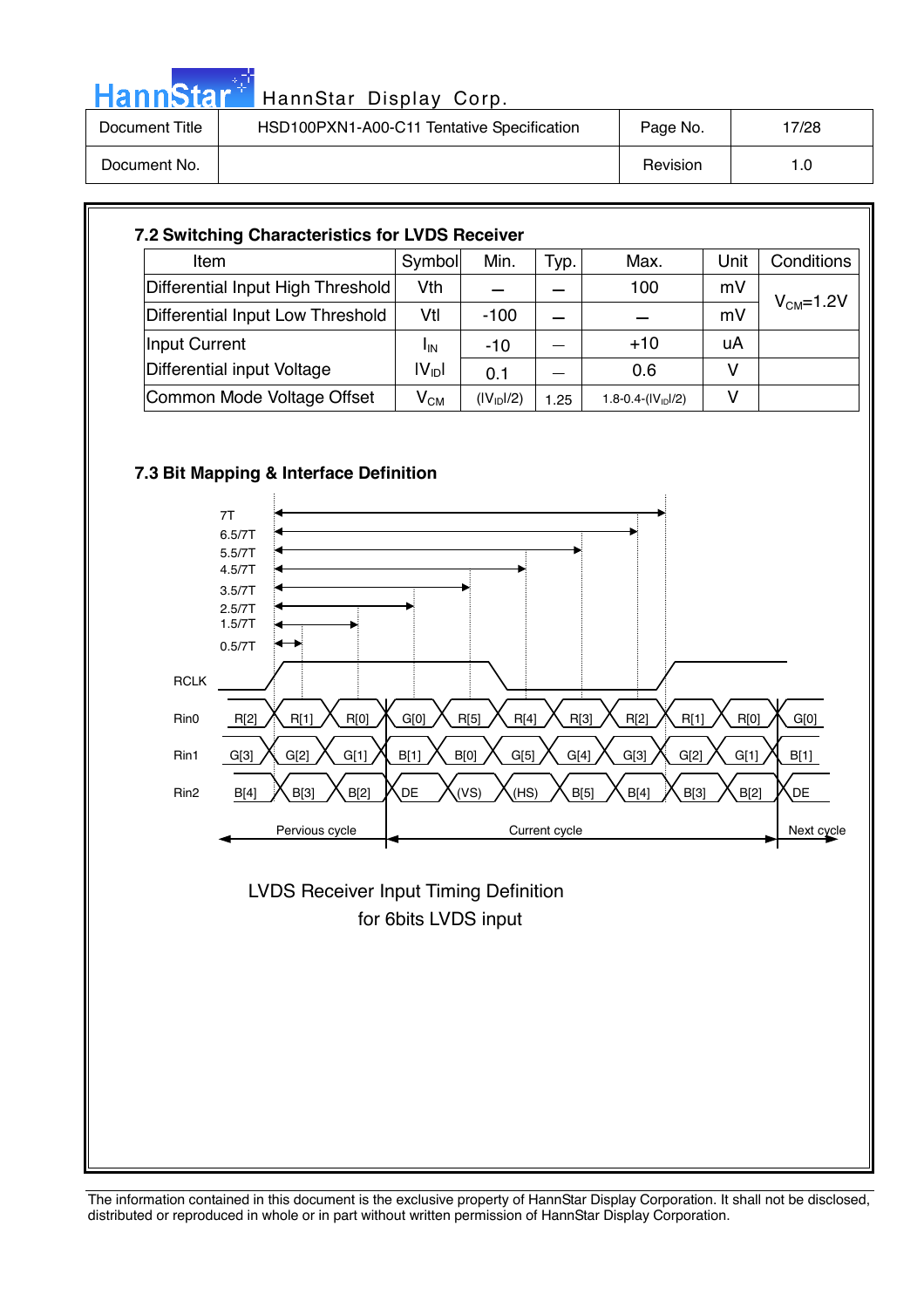### 7.2 Switching Characteristics for LVDS Receiver

| Item | Symbol | Min. | Typ. | Max. | Unit | Conditions |
|---|---|---|---|---|---|---|
| Differential Input High Threshold | Vth | – | – | 100 | mV | $V_{CM}$=1.2V |
| Differential Input Low Threshold | Vtl | -100 | – | – | mV | |
| Input Current | $I_{IN}$ | -10 | – | +10 | uA | |
| Differential input Voltage | $\lvert V_{ID} \rvert$ | 0.1 | – | 0.6 | V | |
| Common Mode Voltage Offset | $V_{CM}$ | $(\lvert V_{ID} \rvert/2)$ | 1.25 | $1.8\text{-}0.4\text{-}(\lvert V_{ID} \rvert/2)$ | V | |

### 7.3 Bit Mapping & Interface Definition

7T
6.5/7T
5.5/7T
4.5/7T
3.5/7T
2.5/7T
1.5/7T
0.5/7T

RCLK

| Signal | Previous cycle | | | Current cycle | | | | | | | | Next cycle |
|---|---|---|---|---|---|---|---|---|---|---|---|---|
| Rin0 | R[2] | R[1] | R[0] | G[0] | R[5] | R[4] | R[3] | R[2] | R[1] | R[0] | | G[0] |
| Rin1 | G[3] | G[2] | G[1] | B[1] | B[0] | G[5] | G[4] | G[3] | G[2] | G[1] | | B[1] |
| Rin2 | B[4] | B[3] | B[2] | DE | (VS) | (HS) | B[5] | B[4] | B[3] | B[2] | | DE |

Pervious cycle — Current cycle — Next cycle

LVDS Receiver Input Timing Definition
for 6bits LVDS input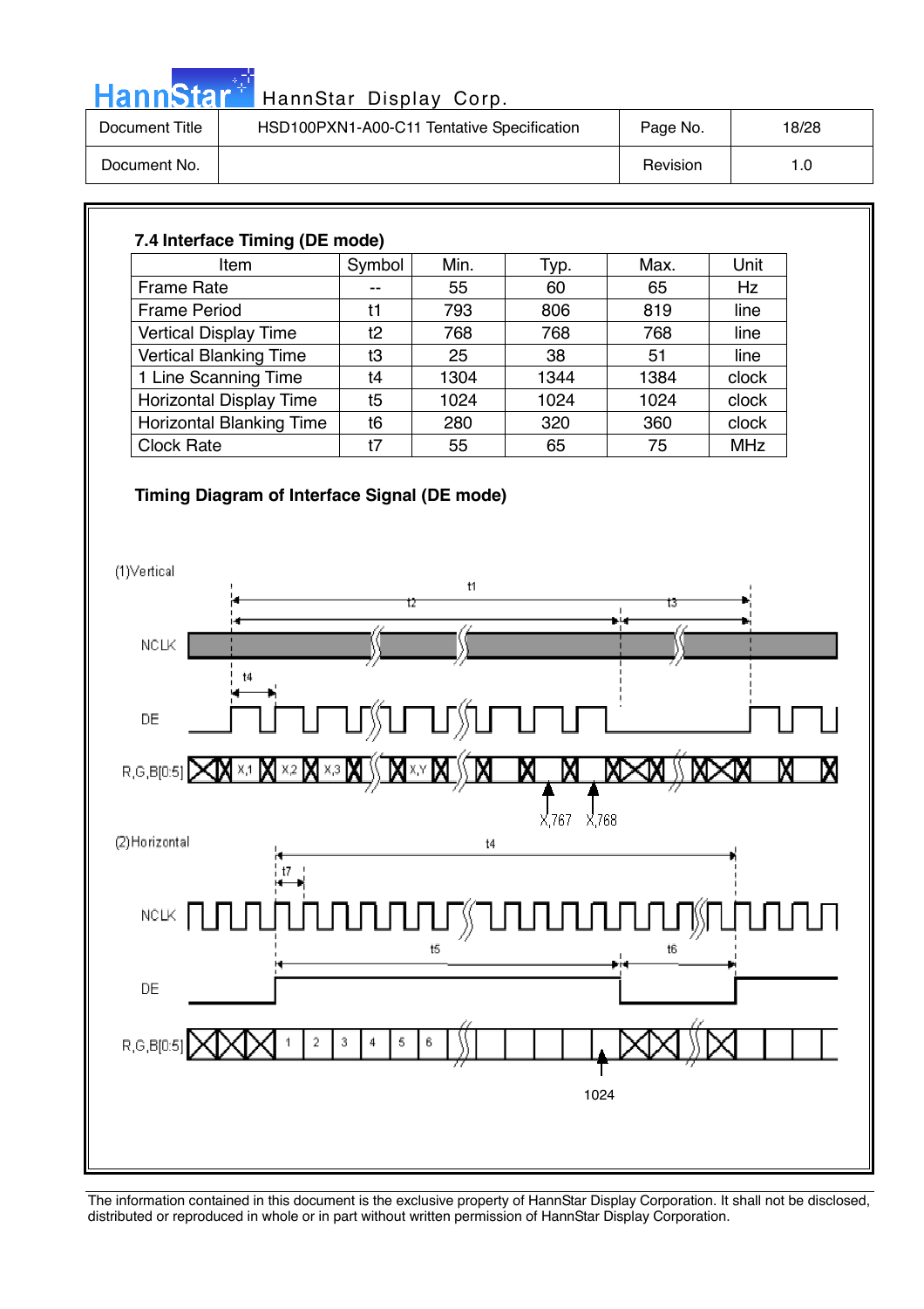### 7.4 Interface Timing (DE mode)

| Item | Symbol | Min. | Typ. | Max. | Unit |
|---|---|---|---|---|---|
| Frame Rate | -- | 55 | 60 | 65 | Hz |
| Frame Period | t1 | 793 | 806 | 819 | line |
| Vertical Display Time | t2 | 768 | 768 | 768 | line |
| Vertical Blanking Time | t3 | 25 | 38 | 51 | line |
| 1 Line Scanning Time | t4 | 1304 | 1344 | 1384 | clock |
| Horizontal Display Time | t5 | 1024 | 1024 | 1024 | clock |
| Horizontal Blanking Time | t6 | 280 | 320 | 360 | clock |
| Clock Rate | t7 | 55 | 65 | 75 | MHz |

**Timing Diagram of Interface Signal (DE mode)**

(1)Vertical

t1, t2, t3, t4

NCLK

DE

R,G,B[0:5] X,1 X,2 X,3 X,Y

X,767 X,768

(2)Horizontal

t4, t7

NCLK

t5, t6

DE

R,G,B[0:5] 1 2 3 4 5 6

1024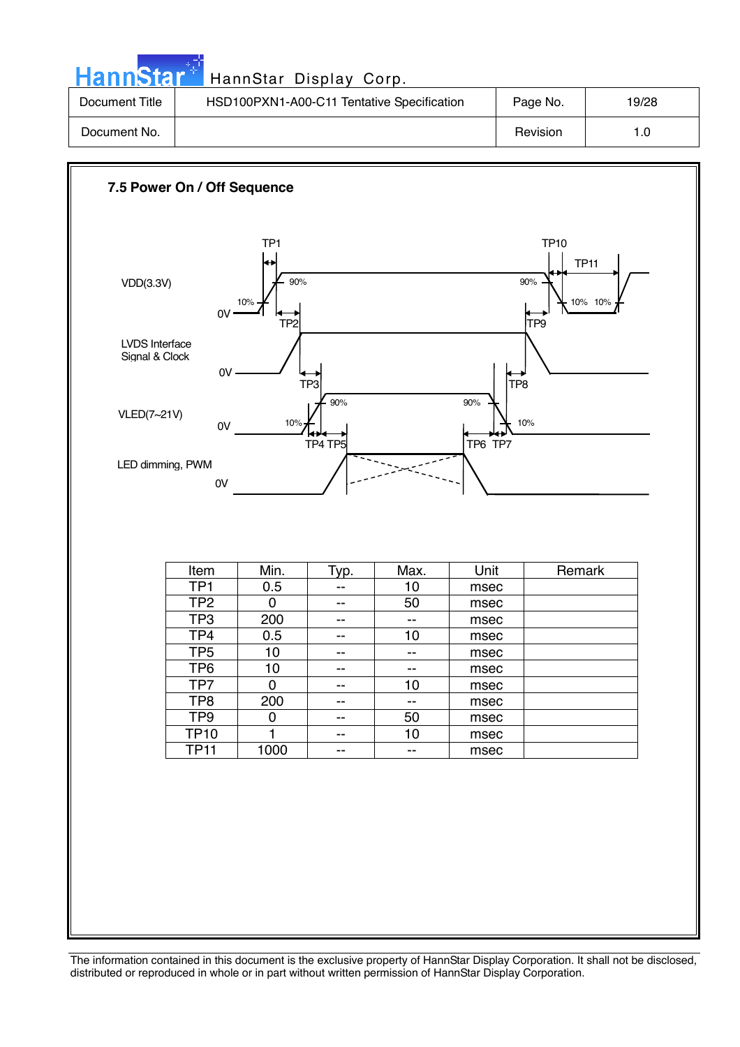## 7.5 Power On / Off Sequence

| Item | Min. | Typ. | Max. | Unit | Remark |
|---|---|---|---|---|---|
| TP1 | 0.5 | -- | 10 | msec | |
| TP2 | 0 | -- | 50 | msec | |
| TP3 | 200 | -- | -- | msec | |
| TP4 | 0.5 | -- | 10 | msec | |
| TP5 | 10 | -- | -- | msec | |
| TP6 | 10 | -- | -- | msec | |
| TP7 | 0 | -- | 10 | msec | |
| TP8 | 200 | -- | -- | msec | |
| TP9 | 0 | -- | 50 | msec | |
| TP10 | 1 | -- | 10 | msec | |
| TP11 | 1000 | -- | -- | msec | |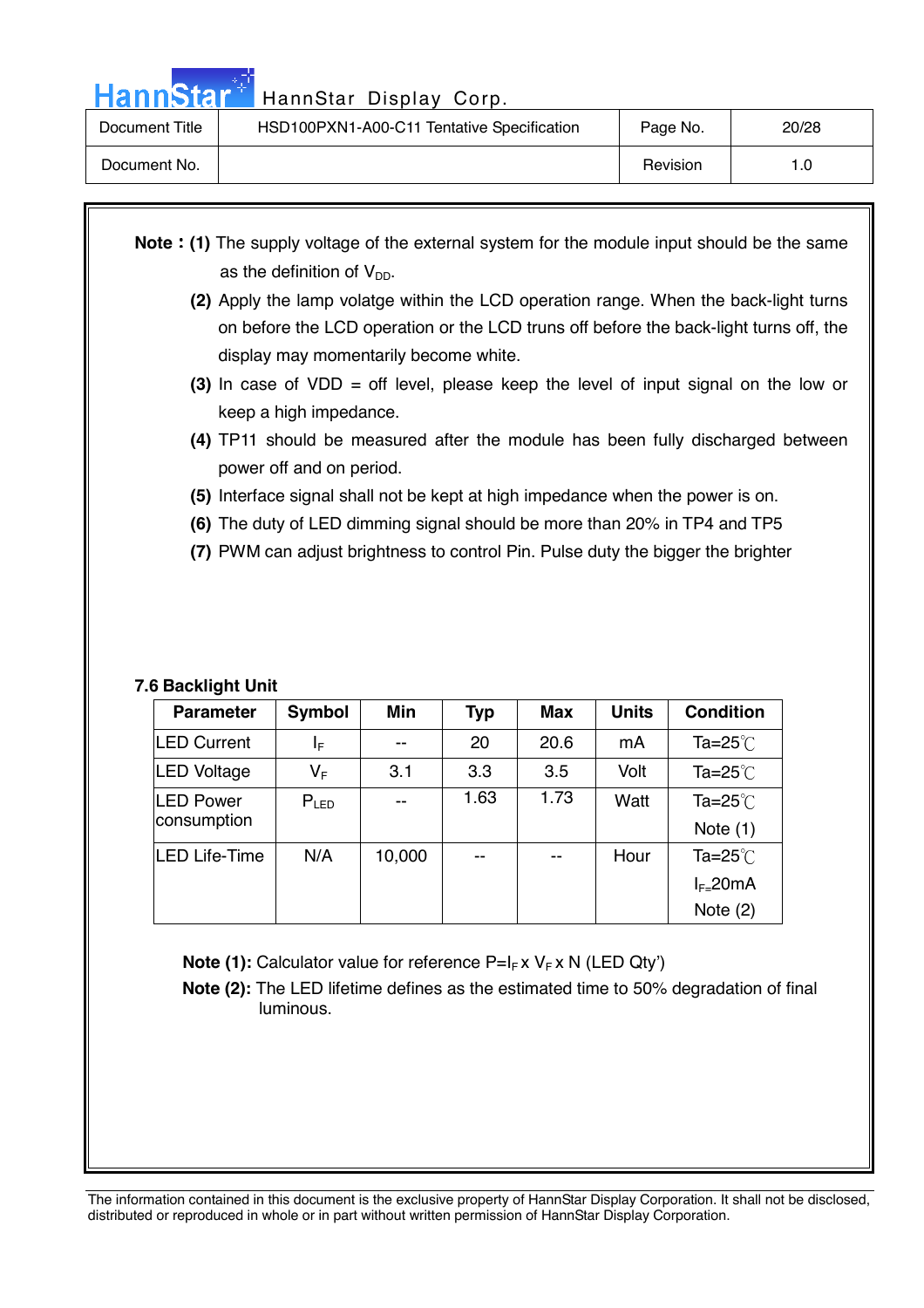**Note : (1)** The supply voltage of the external system for the module input should be the same as the definition of $V_{DD}$.

**(2)** Apply the lamp volatge within the LCD operation range. When the back-light turns on before the LCD operation or the LCD truns off before the back-light turns off, the display may momentarily become white.

**(3)** In case of VDD = off level, please keep the level of input signal on the low or keep a high impedance.

**(4)** TP11 should be measured after the module has been fully discharged between power off and on period.

**(5)** Interface signal shall not be kept at high impedance when the power is on.

**(6)** The duty of LED dimming signal should be more than 20% in TP4 and TP5

**(7)** PWM can adjust brightness to control Pin. Pulse duty the bigger the brighter

### 7.6 Backlight Unit

| Parameter | Symbol | Min | Typ | Max | Units | Condition |
|---|---|---|---|---|---|---|
| LED Current | $I_F$ | -- | 20 | 20.6 | mA | Ta=25℃ |
| LED Voltage | $V_F$ | 3.1 | 3.3 | 3.5 | Volt | Ta=25℃ |
| LED Power consumption | $P_{LED}$ | -- | 1.63 | 1.73 | Watt | Ta=25℃ Note (1) |
| LED Life-Time | N/A | 10,000 | -- | -- | Hour | Ta=25℃ $I_F$=20mA Note (2) |

**Note (1):** Calculator value for reference $P=I_F \times V_F \times N$ (LED Qty')

**Note (2):** The LED lifetime defines as the estimated time to 50% degradation of final luminous.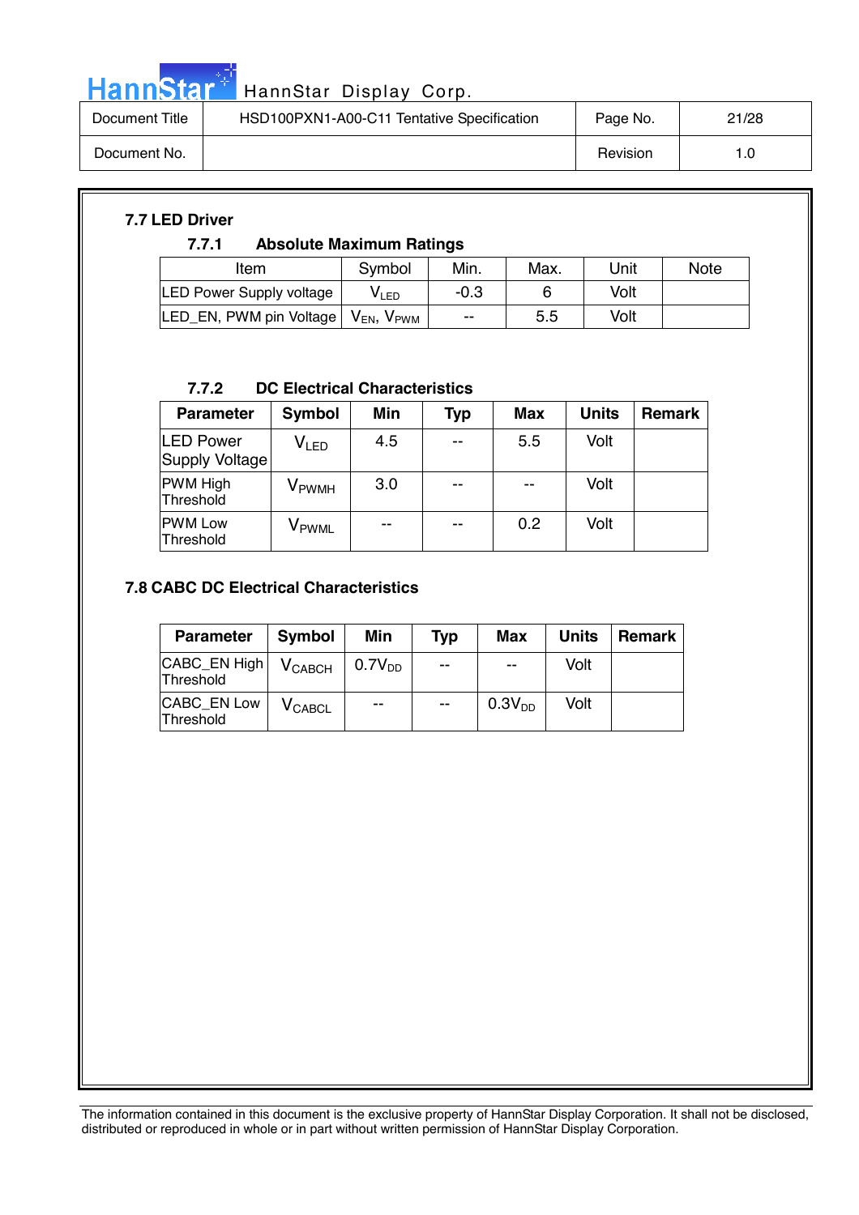## 7.7 LED Driver

### 7.7.1 Absolute Maximum Ratings

| Item | Symbol | Min. | Max. | Unit | Note |
|---|---|---|---|---|---|
| LED Power Supply voltage | $V_{LED}$ | -0.3 | 6 | Volt | |
| LED_EN, PWM pin Voltage | $V_{EN}$, $V_{PWM}$ | -- | 5.5 | Volt | |

### 7.7.2 DC Electrical Characteristics

| Parameter | Symbol | Min | Typ | Max | Units | Remark |
|---|---|---|---|---|---|---|
| LED Power Supply Voltage | $V_{LED}$ | 4.5 | -- | 5.5 | Volt | |
| PWM High Threshold | $V_{PWMH}$ | 3.0 | -- | -- | Volt | |
| PWM Low Threshold | $V_{PWML}$ | -- | -- | 0.2 | Volt | |

## 7.8 CABC DC Electrical Characteristics

| Parameter | Symbol | Min | Typ | Max | Units | Remark |
|---|---|---|---|---|---|---|
| CABC_EN High Threshold | $V_{CABCH}$ | $0.7V_{DD}$ | -- | -- | Volt | |
| CABC_EN Low Threshold | $V_{CABCL}$ | -- | -- | $0.3V_{DD}$ | Volt | |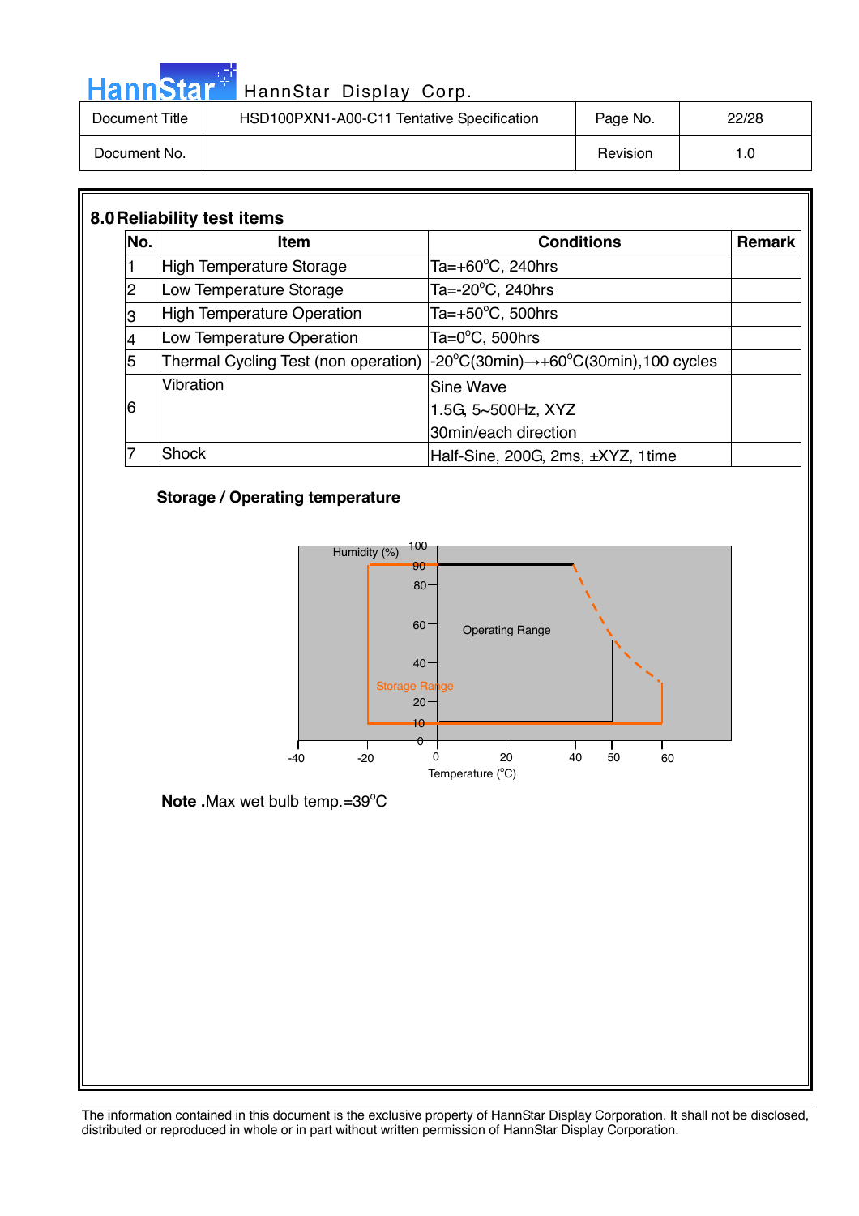## 8.0 Reliability test items

| No. | Item | Conditions | Remark |
|---|---|---|---|
| 1 | High Temperature Storage | Ta=+60°C, 240hrs | |
| 2 | Low Temperature Storage | Ta=-20°C, 240hrs | |
| 3 | High Temperature Operation | Ta=+50°C, 500hrs | |
| 4 | Low Temperature Operation | Ta=0°C, 500hrs | |
| 5 | Thermal Cycling Test (non operation) | -20°C(30min)→+60°C(30min),100 cycles | |
| 6 | Vibration | Sine Wave<br>1.5G, 5~500Hz, XYZ<br>30min/each direction | |
| 7 | Shock | Half-Sine, 200G, 2ms, ±XYZ, 1time | |

**Storage / Operating temperature**

Humidity (%)
100
90
80
60
40
20
10
0

Operating Range

Storage Range

-40 -20 0 20 40 50 60

Temperature (°C)

**Note .**Max wet bulb temp.=39°C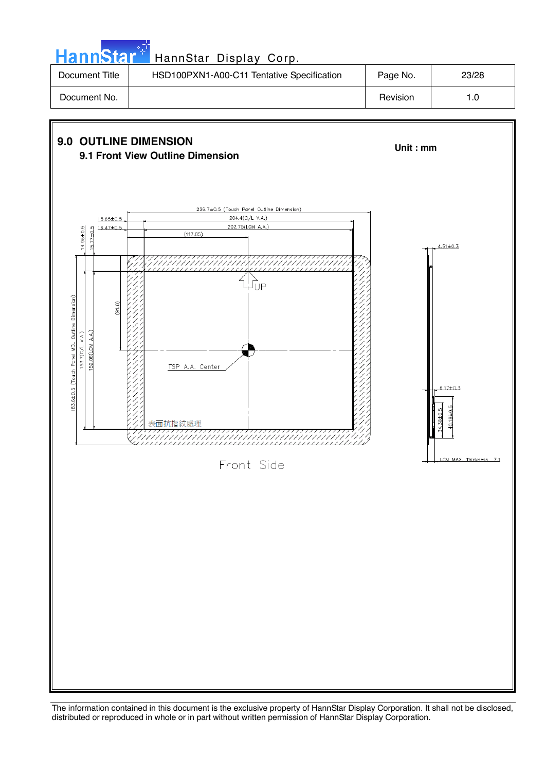# 9.0 OUTLINE DIMENSION

Unit : mm

## 9.1 Front View Outline Dimension

236.7±0.5 (Touch Panel Outline Dimension)

204.4(C/L V.A.)

202.75(LCM A.A.)

(117.85)

15.65±0.5

16.47±0.5

14.95±0.5

15.77±0.5

(91.8)

183.6±0.5 (Touch Panel MDL Outline Dimension)

153.7(C/L V.A.)

152.06(LCM A.A.)

UP

TSP A.A. Center

表面抗指紋處理

4.51±0.3

5.17±0.3

34.38±0.5

40.18±0.5

LCM MAX. Thickness 7.1

Front Side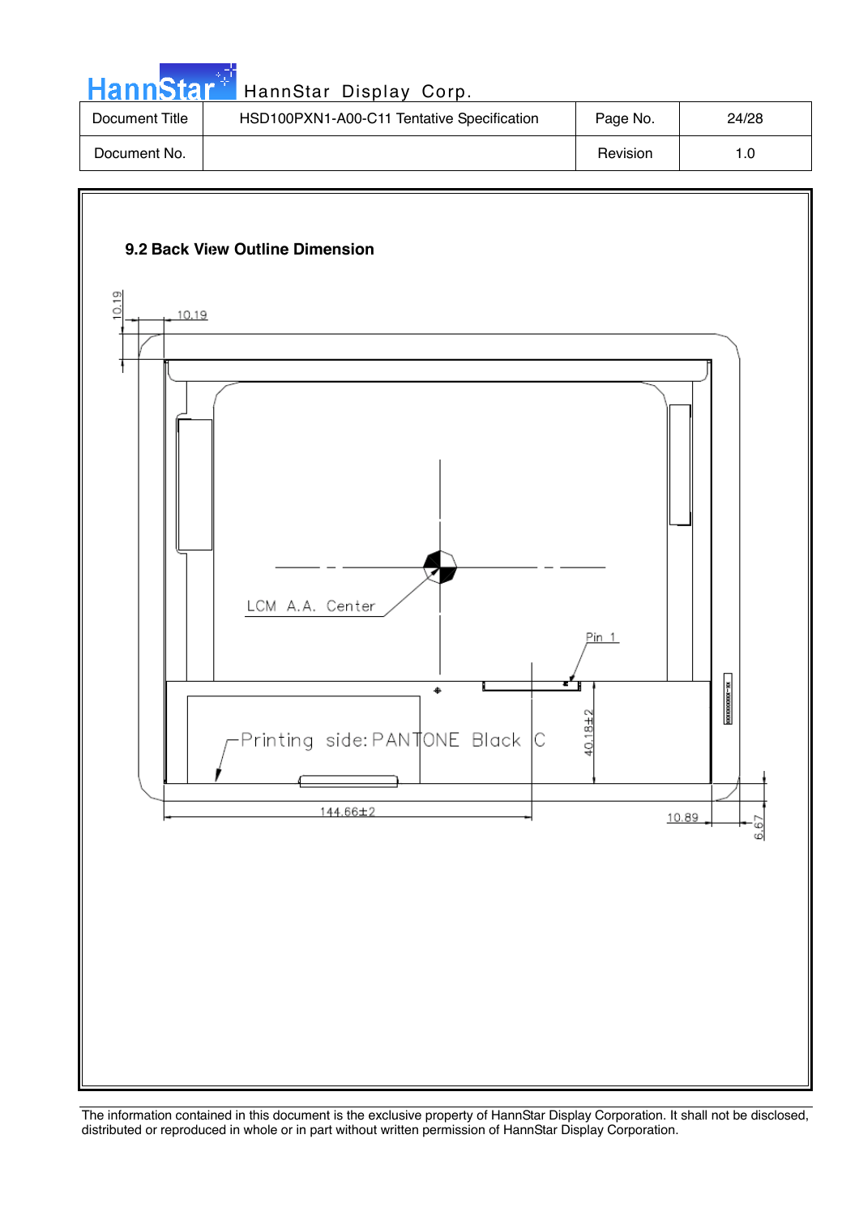| Document Title | HSD100PXN1-A00-C11 Tentative Specification | Page No. | 24/28 |
| --- | --- | --- | --- |
| Document No. | | Revision | 1.0 |

### 9.2 Back View Outline Dimension

10.19

10.19

LCM A.A. Center

Pin 1

Printing side: PANTONE Black C

40.18±2

144.66±2

10.89

6.67

The information contained in this document is the exclusive property of HannStar Display Corporation. It shall not be disclosed, distributed or reproduced in whole or in part without written permission of HannStar Display Corporation.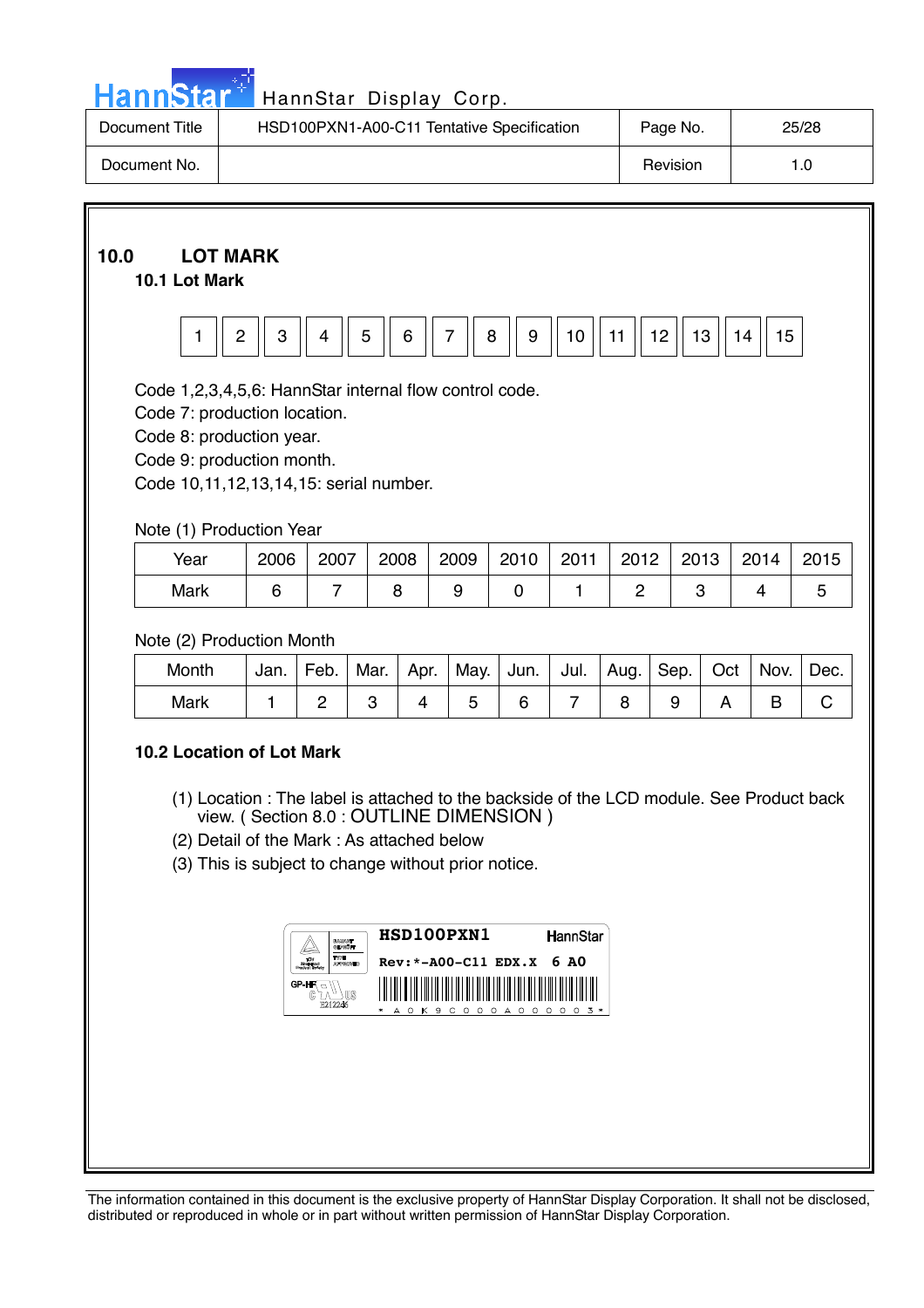## 10.0 LOT MARK

### 10.1 Lot Mark

| 1 | 2 | 3 | 4 | 5 | 6 | 7 | 8 | 9 | 10 | 11 | 12 | 13 | 14 | 15 |
|---|---|---|---|---|---|---|---|---|---|---|---|---|---|---|

Code 1,2,3,4,5,6: HannStar internal flow control code.
Code 7: production location.
Code 8: production year.
Code 9: production month.
Code 10,11,12,13,14,15: serial number.

Note (1) Production Year

| Year | 2006 | 2007 | 2008 | 2009 | 2010 | 2011 | 2012 | 2013 | 2014 | 2015 |
|---|---|---|---|---|---|---|---|---|---|---|
| Mark | 6 | 7 | 8 | 9 | 0 | 1 | 2 | 3 | 4 | 5 |

Note (2) Production Month

| Month | Jan. | Feb. | Mar. | Apr. | May. | Jun. | Jul. | Aug. | Sep. | Oct | Nov. | Dec. |
|---|---|---|---|---|---|---|---|---|---|---|---|---|
| Mark | 1 | 2 | 3 | 4 | 5 | 6 | 7 | 8 | 9 | A | B | C |

### 10.2 Location of Lot Mark

(1) Location : The label is attached to the backside of the LCD module. See Product back view. ( Section 8.0 : OUTLINE DIMENSION )
(2) Detail of the Mark : As attached below
(3) This is subject to change without prior notice.

HSD100PXN1 HannStar
Rev:*-A00-C11 EDX.X 6 A0
GP-HF
E212246
* A 0 K 9 C 0 0 0 A 0 0 0 0 0 3 *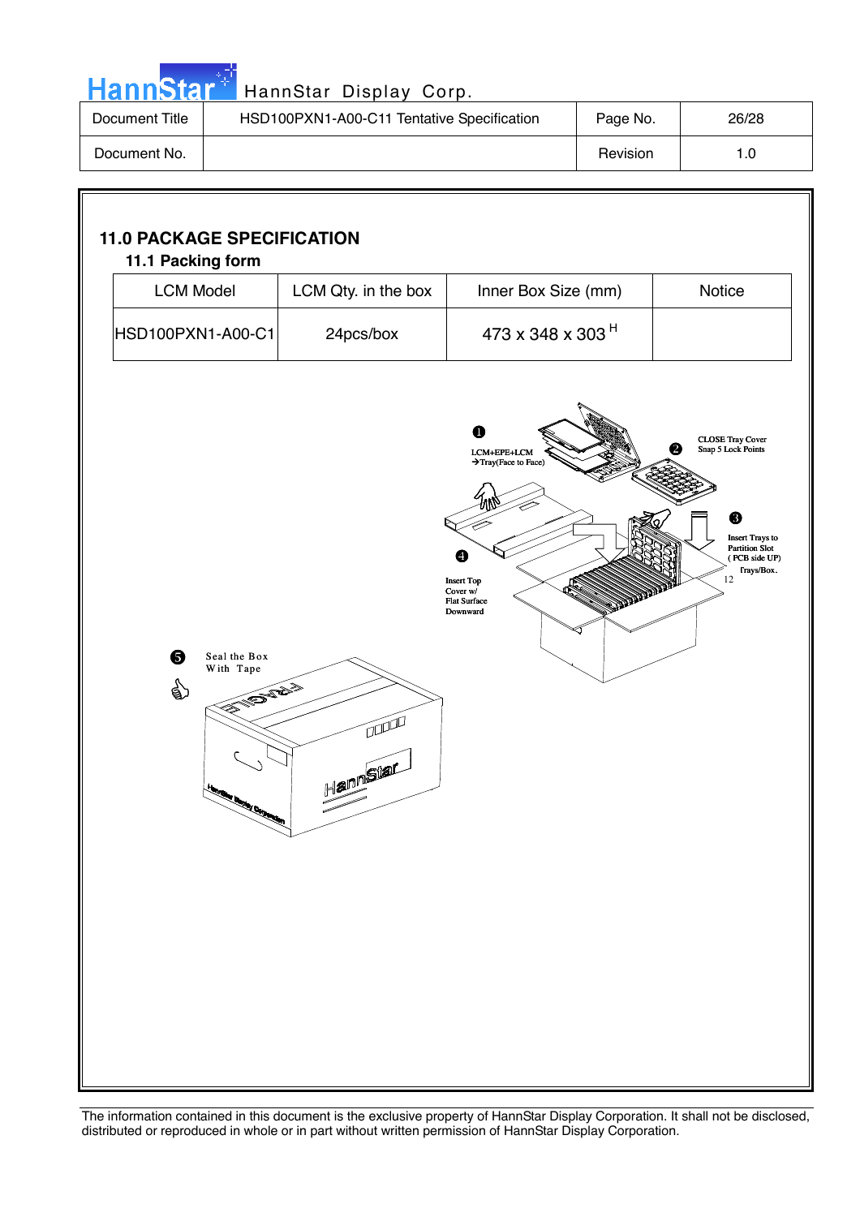## 11.0 PACKAGE SPECIFICATION

### 11.1 Packing form

| LCM Model | LCM Qty. in the box | Inner Box Size (mm) | Notice |
|---|---|---|---|
| HSD100PXN1-A00-C1 | 24pcs/box | 473 x 348 x 303 H | |

❶ LCM+EPE+LCM → Tray(Face to Face)

❷ CLOSE Tray Cover Snap 5 Lock Points

❸ Insert Trays to Partition Slot ( PCB side UP) 12 Trays/Box.

❹ Insert Top Cover w/ Flat Surface Downward

❺ Seal the Box With Tape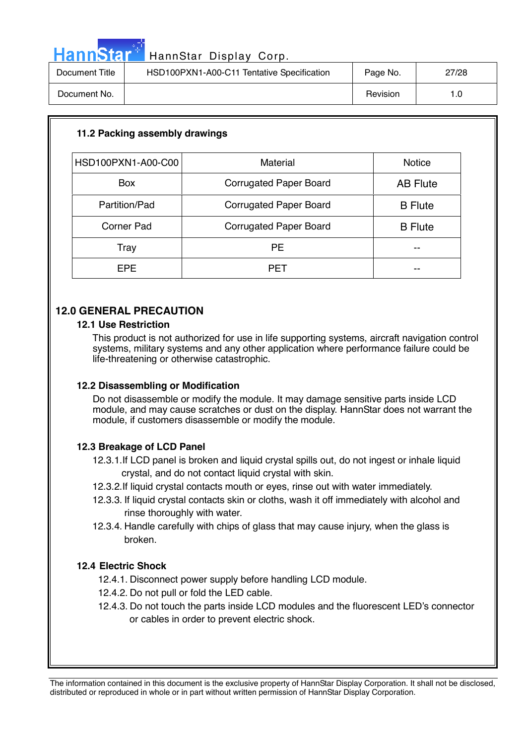### 11.2 Packing assembly drawings

| HSD100PXN1-A00-C00 | Material | Notice |
|---|---|---|
| Box | Corrugated Paper Board | AB Flute |
| Partition/Pad | Corrugated Paper Board | B Flute |
| Corner Pad | Corrugated Paper Board | B Flute |
| Tray | PE | -- |
| EPE | PET | -- |

## 12.0 GENERAL PRECAUTION

### 12.1 Use Restriction

This product is not authorized for use in life supporting systems, aircraft navigation control systems, military systems and any other application where performance failure could be life-threatening or otherwise catastrophic.

### 12.2 Disassembling or Modification

Do not disassemble or modify the module. It may damage sensitive parts inside LCD module, and may cause scratches or dust on the display. HannStar does not warrant the module, if customers disassemble or modify the module.

### 12.3 Breakage of LCD Panel

12.3.1.If LCD panel is broken and liquid crystal spills out, do not ingest or inhale liquid crystal, and do not contact liquid crystal with skin.

12.3.2.If liquid crystal contacts mouth or eyes, rinse out with water immediately.

12.3.3. If liquid crystal contacts skin or cloths, wash it off immediately with alcohol and rinse thoroughly with water.

12.3.4. Handle carefully with chips of glass that may cause injury, when the glass is broken.

### 12.4 Electric Shock

12.4.1. Disconnect power supply before handling LCD module.

12.4.2. Do not pull or fold the LED cable.

12.4.3. Do not touch the parts inside LCD modules and the fluorescent LED's connector or cables in order to prevent electric shock.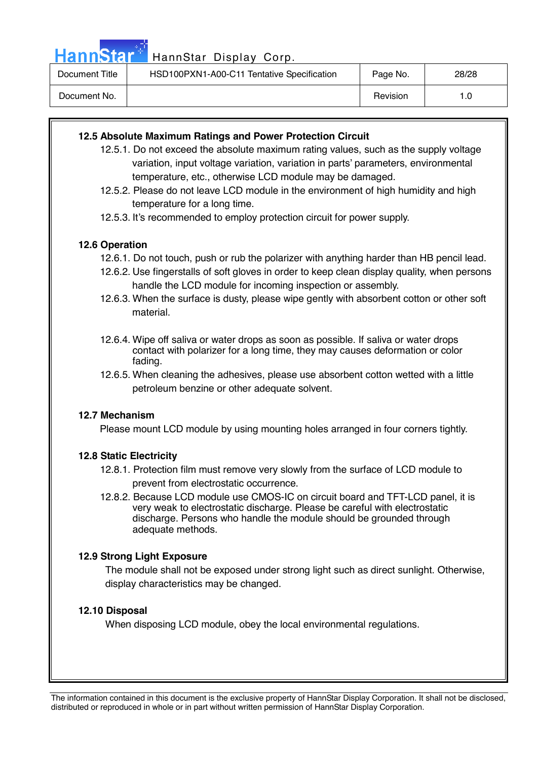### 12.5 Absolute Maximum Ratings and Power Protection Circuit

12.5.1. Do not exceed the absolute maximum rating values, such as the supply voltage variation, input voltage variation, variation in parts' parameters, environmental temperature, etc., otherwise LCD module may be damaged.

12.5.2. Please do not leave LCD module in the environment of high humidity and high temperature for a long time.

12.5.3. It's recommended to employ protection circuit for power supply.

### 12.6 Operation

12.6.1. Do not touch, push or rub the polarizer with anything harder than HB pencil lead.

12.6.2. Use fingerstalls of soft gloves in order to keep clean display quality, when persons handle the LCD module for incoming inspection or assembly.

12.6.3. When the surface is dusty, please wipe gently with absorbent cotton or other soft material.

12.6.4. Wipe off saliva or water drops as soon as possible. If saliva or water drops contact with polarizer for a long time, they may causes deformation or color fading.

12.6.5. When cleaning the adhesives, please use absorbent cotton wetted with a little petroleum benzine or other adequate solvent.

### 12.7 Mechanism

Please mount LCD module by using mounting holes arranged in four corners tightly.

### 12.8 Static Electricity

12.8.1. Protection film must remove very slowly from the surface of LCD module to prevent from electrostatic occurrence.

12.8.2. Because LCD module use CMOS-IC on circuit board and TFT-LCD panel, it is very weak to electrostatic discharge. Please be careful with electrostatic discharge. Persons who handle the module should be grounded through adequate methods.

### 12.9 Strong Light Exposure

The module shall not be exposed under strong light such as direct sunlight. Otherwise, display characteristics may be changed.

### 12.10 Disposal

When disposing LCD module, obey the local environmental regulations.